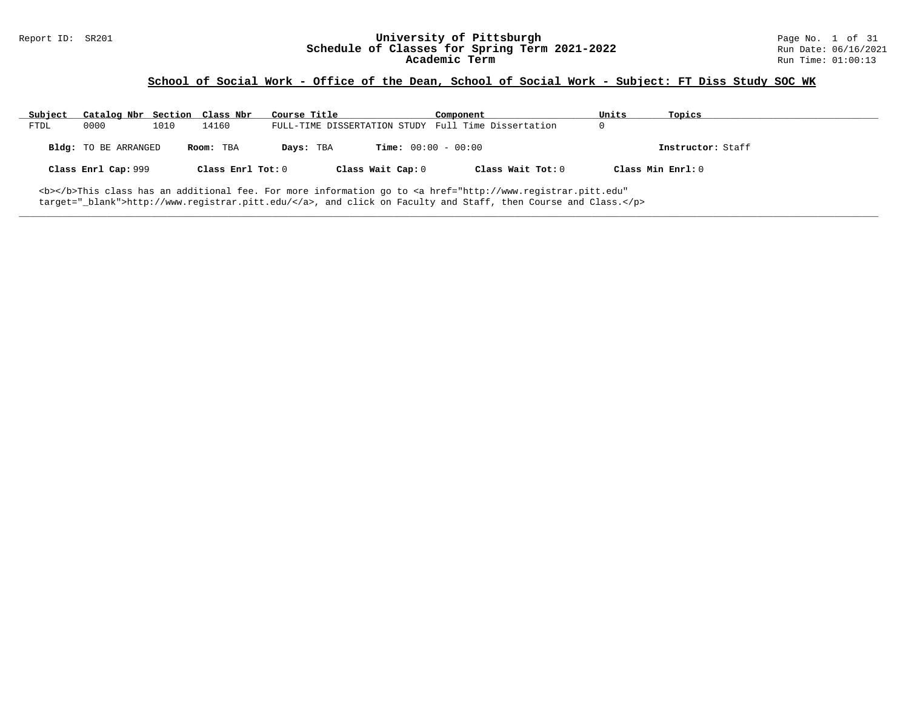Report ID: SR201

# University of Pittsburgh
## Schedule of Classes for Spring Term 2021-2022
### Academic Term

Run Date: 06/16/2021
Run Time: 01:00:13

## School of Social Work - Office of the Dean, School of Social Work - Subject: FT Diss Study SOC WK

| Subject | Catalog Nbr | Section | Class Nbr | Course Title | Component | Units | Topics |
|---|---|---|---|---|---|---|---|
| FTDL | 0000 | 1010 | 14160 | FULL-TIME DISSERTATION STUDY | Full Time Dissertation | 0 | |

**Bldg:** TO BE ARRANGED **Room:** TBA **Days:** TBA **Time:** 00:00 - 00:00 **Instructor:** Staff

**Class Enrl Cap:** 999 **Class Enrl Tot:** 0 **Class Wait Cap:** 0 **Class Wait Tot:** 0 **Class Min Enrl:** 0

<b></b>This class has an additional fee. For more information go to <a href="http://www.registrar.pitt.edu" target="_blank">http://www.registrar.pitt.edu/</a>, and click on Faculty and Staff, then Course and Class.</p>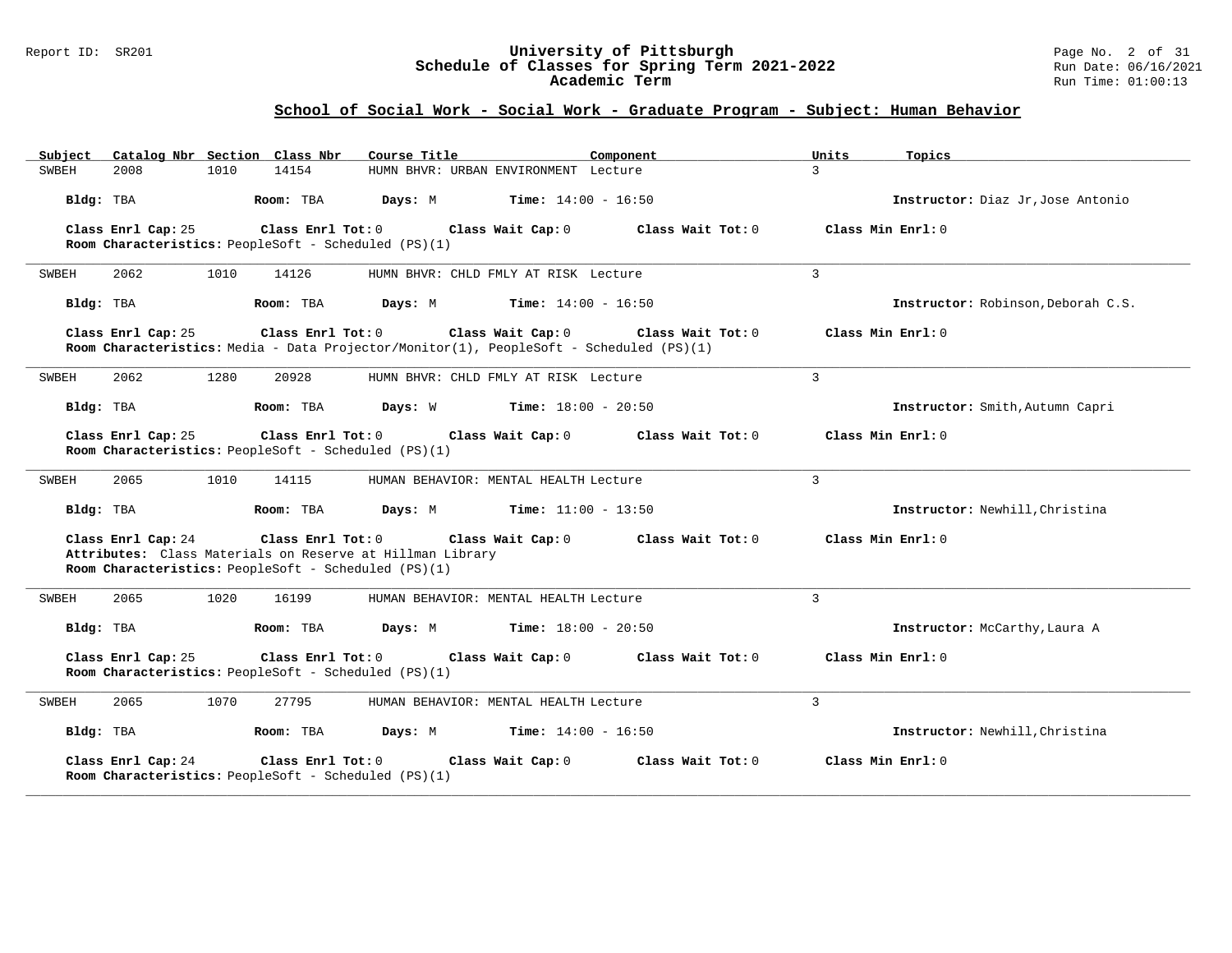## School of Social Work - Social Work - Graduate Program - Subject: Human Behavior

| Subject | Catalog Nbr | Section | Class Nbr | Course Title | Component | Units | Topics |
| --- | --- | --- | --- | --- | --- | --- | --- |
| SWBEH | 2008 | 1010 | 14154 | HUMN BHVR: URBAN ENVIRONMENT | Lecture | 3 | |

**Bldg:** TBA **Room:** TBA **Days:** M **Time:** 14:00 - 16:50 **Instructor:** Diaz Jr,Jose Antonio

**Class Enrl Cap:** 25 **Class Enrl Tot:** 0 **Class Wait Cap:** 0 **Class Wait Tot:** 0 **Class Min Enrl:** 0
**Room Characteristics:** PeopleSoft - Scheduled (PS)(1)

---

| Subject | Catalog Nbr | Section | Class Nbr | Course Title | Component | Units | Topics |
| --- | --- | --- | --- | --- | --- | --- | --- |
| SWBEH | 2062 | 1010 | 14126 | HUMN BHVR: CHLD FMLY AT RISK | Lecture | 3 | |

**Bldg:** TBA **Room:** TBA **Days:** M **Time:** 14:00 - 16:50 **Instructor:** Robinson,Deborah C.S.

**Class Enrl Cap:** 25 **Class Enrl Tot:** 0 **Class Wait Cap:** 0 **Class Wait Tot:** 0 **Class Min Enrl:** 0
**Room Characteristics:** Media - Data Projector/Monitor(1), PeopleSoft - Scheduled (PS)(1)

---

| Subject | Catalog Nbr | Section | Class Nbr | Course Title | Component | Units | Topics |
| --- | --- | --- | --- | --- | --- | --- | --- |
| SWBEH | 2062 | 1280 | 20928 | HUMN BHVR: CHLD FMLY AT RISK | Lecture | 3 | |

**Bldg:** TBA **Room:** TBA **Days:** W **Time:** 18:00 - 20:50 **Instructor:** Smith,Autumn Capri

**Class Enrl Cap:** 25 **Class Enrl Tot:** 0 **Class Wait Cap:** 0 **Class Wait Tot:** 0 **Class Min Enrl:** 0
**Room Characteristics:** PeopleSoft - Scheduled (PS)(1)

---

| Subject | Catalog Nbr | Section | Class Nbr | Course Title | Component | Units | Topics |
| --- | --- | --- | --- | --- | --- | --- | --- |
| SWBEH | 2065 | 1010 | 14115 | HUMAN BEHAVIOR: MENTAL HEALTH | Lecture | 3 | |

**Bldg:** TBA **Room:** TBA **Days:** M **Time:** 11:00 - 13:50 **Instructor:** Newhill,Christina

**Class Enrl Cap:** 24 **Class Enrl Tot:** 0 **Class Wait Cap:** 0 **Class Wait Tot:** 0 **Class Min Enrl:** 0
**Attributes:** Class Materials on Reserve at Hillman Library
**Room Characteristics:** PeopleSoft - Scheduled (PS)(1)

---

| Subject | Catalog Nbr | Section | Class Nbr | Course Title | Component | Units | Topics |
| --- | --- | --- | --- | --- | --- | --- | --- |
| SWBEH | 2065 | 1020 | 16199 | HUMAN BEHAVIOR: MENTAL HEALTH | Lecture | 3 | |

**Bldg:** TBA **Room:** TBA **Days:** M **Time:** 18:00 - 20:50 **Instructor:** McCarthy,Laura A

**Class Enrl Cap:** 25 **Class Enrl Tot:** 0 **Class Wait Cap:** 0 **Class Wait Tot:** 0 **Class Min Enrl:** 0
**Room Characteristics:** PeopleSoft - Scheduled (PS)(1)

---

| Subject | Catalog Nbr | Section | Class Nbr | Course Title | Component | Units | Topics |
| --- | --- | --- | --- | --- | --- | --- | --- |
| SWBEH | 2065 | 1070 | 27795 | HUMAN BEHAVIOR: MENTAL HEALTH | Lecture | 3 | |

**Bldg:** TBA **Room:** TBA **Days:** M **Time:** 14:00 - 16:50 **Instructor:** Newhill,Christina

**Class Enrl Cap:** 24 **Class Enrl Tot:** 0 **Class Wait Cap:** 0 **Class Wait Tot:** 0 **Class Min Enrl:** 0
**Room Characteristics:** PeopleSoft - Scheduled (PS)(1)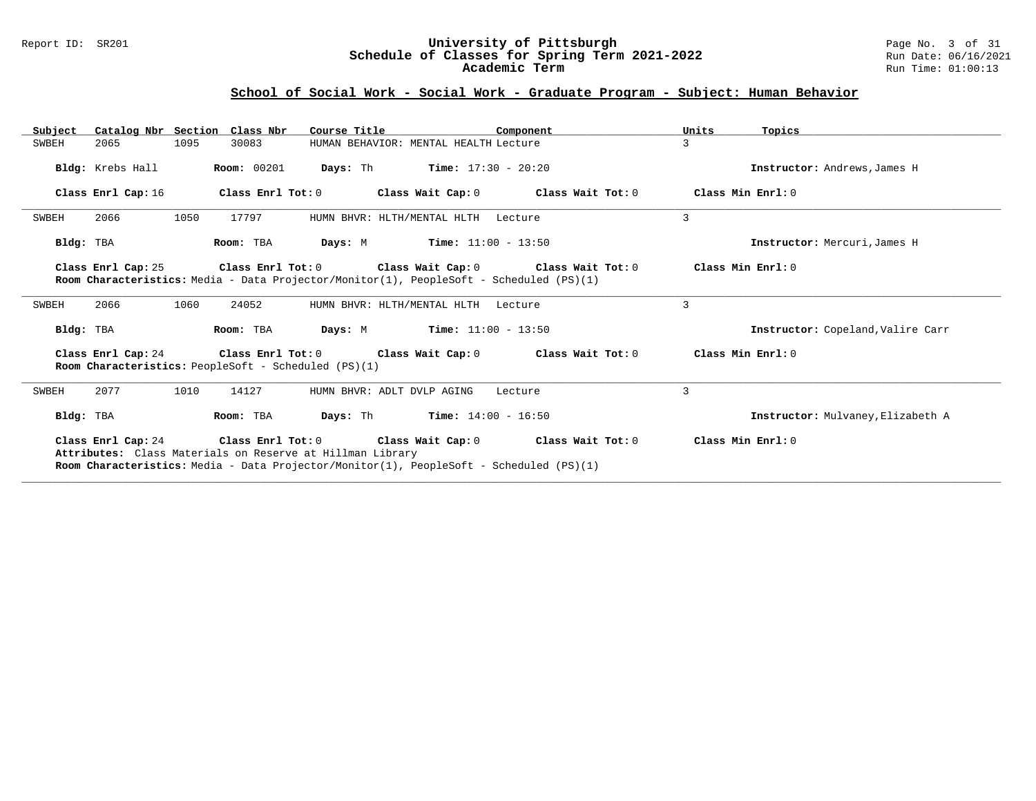## School of Social Work - Social Work - Graduate Program - Subject: Human Behavior

| Subject | Catalog Nbr | Section | Class Nbr | Course Title | Component | Units | Topics |
|---|---|---|---|---|---|---|---|
| SWBEH | 2065 | 1095 | 30083 | HUMAN BEHAVIOR: MENTAL HEALTH | Lecture | 3 | |

**Bldg:** Krebs Hall **Room:** 00201 **Days:** Th **Time:** 17:30 - 20:20 **Instructor:** Andrews,James H

**Class Enrl Cap:** 16 **Class Enrl Tot:** 0 **Class Wait Cap:** 0 **Class Wait Tot:** 0 **Class Min Enrl:** 0

---

| Subject | Catalog Nbr | Section | Class Nbr | Course Title | Component | Units | Topics |
|---|---|---|---|---|---|---|---|
| SWBEH | 2066 | 1050 | 17797 | HUMN BHVR: HLTH/MENTAL HLTH | Lecture | 3 | |

**Bldg:** TBA **Room:** TBA **Days:** M **Time:** 11:00 - 13:50 **Instructor:** Mercuri,James H

**Class Enrl Cap:** 25 **Class Enrl Tot:** 0 **Class Wait Cap:** 0 **Class Wait Tot:** 0 **Class Min Enrl:** 0

**Room Characteristics:** Media - Data Projector/Monitor(1), PeopleSoft - Scheduled (PS)(1)

---

| Subject | Catalog Nbr | Section | Class Nbr | Course Title | Component | Units | Topics |
|---|---|---|---|---|---|---|---|
| SWBEH | 2066 | 1060 | 24052 | HUMN BHVR: HLTH/MENTAL HLTH | Lecture | 3 | |

**Bldg:** TBA **Room:** TBA **Days:** M **Time:** 11:00 - 13:50 **Instructor:** Copeland,Valire Carr

**Class Enrl Cap:** 24 **Class Enrl Tot:** 0 **Class Wait Cap:** 0 **Class Wait Tot:** 0 **Class Min Enrl:** 0

**Room Characteristics:** PeopleSoft - Scheduled (PS)(1)

---

| Subject | Catalog Nbr | Section | Class Nbr | Course Title | Component | Units | Topics |
|---|---|---|---|---|---|---|---|
| SWBEH | 2077 | 1010 | 14127 | HUMN BHVR: ADLT DVLP AGING | Lecture | 3 | |

**Bldg:** TBA **Room:** TBA **Days:** Th **Time:** 14:00 - 16:50 **Instructor:** Mulvaney,Elizabeth A

**Class Enrl Cap:** 24 **Class Enrl Tot:** 0 **Class Wait Cap:** 0 **Class Wait Tot:** 0 **Class Min Enrl:** 0

**Attributes:** Class Materials on Reserve at Hillman Library

**Room Characteristics:** Media - Data Projector/Monitor(1), PeopleSoft - Scheduled (PS)(1)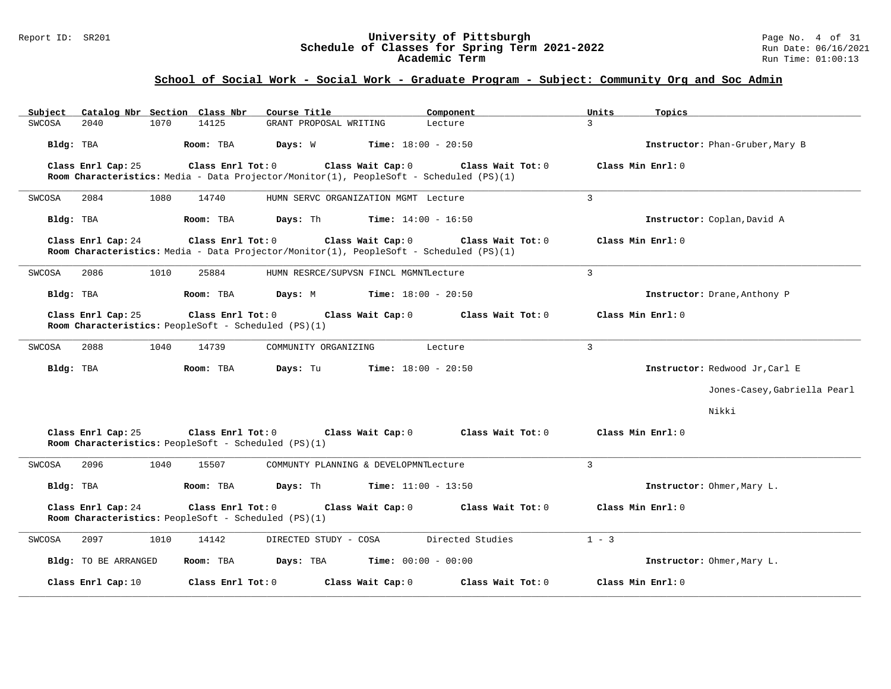## School of Social Work - Social Work - Graduate Program - Subject: Community Org and Soc Admin

| Subject | Catalog Nbr | Section | Class Nbr | Course Title | Component | Units | Topics |
|---|---|---|---|---|---|---|---|
| SWCOSA | 2040 | 1070 | 14125 | GRANT PROPOSAL WRITING | Lecture | 3 | |

**Bldg:** TBA **Room:** TBA **Days:** W **Time:** 18:00 - 20:50 **Instructor:** Phan-Gruber,Mary B

**Class Enrl Cap:** 25 **Class Enrl Tot:** 0 **Class Wait Cap:** 0 **Class Wait Tot:** 0 **Class Min Enrl:** 0

**Room Characteristics:** Media - Data Projector/Monitor(1), PeopleSoft - Scheduled (PS)(1)

---

| Subject | Catalog Nbr | Section | Class Nbr | Course Title | Component | Units | Topics |
|---|---|---|---|---|---|---|---|
| SWCOSA | 2084 | 1080 | 14740 | HUMN SERVC ORGANIZATION MGMT | Lecture | 3 | |

**Bldg:** TBA **Room:** TBA **Days:** Th **Time:** 14:00 - 16:50 **Instructor:** Coplan,David A

**Class Enrl Cap:** 24 **Class Enrl Tot:** 0 **Class Wait Cap:** 0 **Class Wait Tot:** 0 **Class Min Enrl:** 0

**Room Characteristics:** Media - Data Projector/Monitor(1), PeopleSoft - Scheduled (PS)(1)

---

| Subject | Catalog Nbr | Section | Class Nbr | Course Title | Component | Units | Topics |
|---|---|---|---|---|---|---|---|
| SWCOSA | 2086 | 1010 | 25884 | HUMN RESRCE/SUPVSN FINCL MGMNT | Lecture | 3 | |

**Bldg:** TBA **Room:** TBA **Days:** M **Time:** 18:00 - 20:50 **Instructor:** Drane,Anthony P

**Class Enrl Cap:** 25 **Class Enrl Tot:** 0 **Class Wait Cap:** 0 **Class Wait Tot:** 0 **Class Min Enrl:** 0

**Room Characteristics:** PeopleSoft - Scheduled (PS)(1)

---

| Subject | Catalog Nbr | Section | Class Nbr | Course Title | Component | Units | Topics |
|---|---|---|---|---|---|---|---|
| SWCOSA | 2088 | 1040 | 14739 | COMMUNITY ORGANIZING | Lecture | 3 | |

**Bldg:** TBA **Room:** TBA **Days:** Tu **Time:** 18:00 - 20:50 **Instructor:** Redwood Jr,Carl E

Jones-Casey,Gabriella Pearl

Nikki

**Class Enrl Cap:** 25 **Class Enrl Tot:** 0 **Class Wait Cap:** 0 **Class Wait Tot:** 0 **Class Min Enrl:** 0

**Room Characteristics:** PeopleSoft - Scheduled (PS)(1)

---

| Subject | Catalog Nbr | Section | Class Nbr | Course Title | Component | Units | Topics |
|---|---|---|---|---|---|---|---|
| SWCOSA | 2096 | 1040 | 15507 | COMMUNTY PLANNING & DEVELOPMNT | Lecture | 3 | |

**Bldg:** TBA **Room:** TBA **Days:** Th **Time:** 11:00 - 13:50 **Instructor:** Ohmer,Mary L.

**Class Enrl Cap:** 24 **Class Enrl Tot:** 0 **Class Wait Cap:** 0 **Class Wait Tot:** 0 **Class Min Enrl:** 0

**Room Characteristics:** PeopleSoft - Scheduled (PS)(1)

---

| Subject | Catalog Nbr | Section | Class Nbr | Course Title | Component | Units | Topics |
|---|---|---|---|---|---|---|---|
| SWCOSA | 2097 | 1010 | 14142 | DIRECTED STUDY - COSA | Directed Studies | 1 - 3 | |

**Bldg:** TO BE ARRANGED **Room:** TBA **Days:** TBA **Time:** 00:00 - 00:00 **Instructor:** Ohmer,Mary L.

**Class Enrl Cap:** 10 **Class Enrl Tot:** 0 **Class Wait Cap:** 0 **Class Wait Tot:** 0 **Class Min Enrl:** 0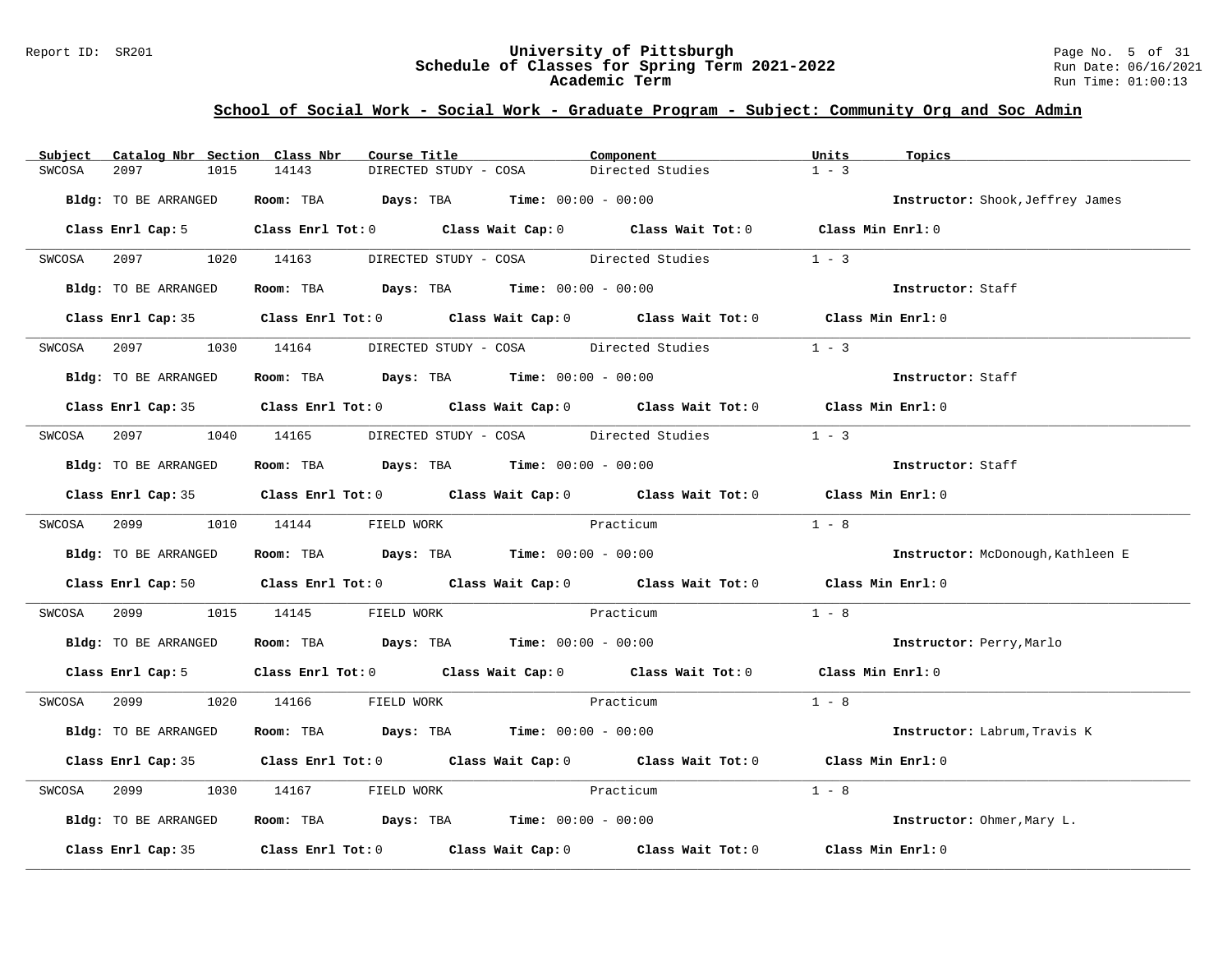## School of Social Work - Social Work - Graduate Program - Subject: Community Org and Soc Admin

| Subject | Catalog Nbr | Section | Class Nbr | Course Title | Component | Units | Topics |
|---|---|---|---|---|---|---|---|
| SWCOSA | 2097 | 1015 | 14143 | DIRECTED STUDY - COSA | Directed Studies | 1 - 3 | |

**Bldg:** TO BE ARRANGED **Room:** TBA **Days:** TBA **Time:** 00:00 - 00:00 **Instructor:** Shook,Jeffrey James

**Class Enrl Cap:** 5 **Class Enrl Tot:** 0 **Class Wait Cap:** 0 **Class Wait Tot:** 0 **Class Min Enrl:** 0

---

| Subject | Catalog Nbr | Section | Class Nbr | Course Title | Component | Units | Topics |
|---|---|---|---|---|---|---|---|
| SWCOSA | 2097 | 1020 | 14163 | DIRECTED STUDY - COSA | Directed Studies | 1 - 3 | |

**Bldg:** TO BE ARRANGED **Room:** TBA **Days:** TBA **Time:** 00:00 - 00:00 **Instructor:** Staff

**Class Enrl Cap:** 35 **Class Enrl Tot:** 0 **Class Wait Cap:** 0 **Class Wait Tot:** 0 **Class Min Enrl:** 0

---

| Subject | Catalog Nbr | Section | Class Nbr | Course Title | Component | Units | Topics |
|---|---|---|---|---|---|---|---|
| SWCOSA | 2097 | 1030 | 14164 | DIRECTED STUDY - COSA | Directed Studies | 1 - 3 | |

**Bldg:** TO BE ARRANGED **Room:** TBA **Days:** TBA **Time:** 00:00 - 00:00 **Instructor:** Staff

**Class Enrl Cap:** 35 **Class Enrl Tot:** 0 **Class Wait Cap:** 0 **Class Wait Tot:** 0 **Class Min Enrl:** 0

---

| Subject | Catalog Nbr | Section | Class Nbr | Course Title | Component | Units | Topics |
|---|---|---|---|---|---|---|---|
| SWCOSA | 2097 | 1040 | 14165 | DIRECTED STUDY - COSA | Directed Studies | 1 - 3 | |

**Bldg:** TO BE ARRANGED **Room:** TBA **Days:** TBA **Time:** 00:00 - 00:00 **Instructor:** Staff

**Class Enrl Cap:** 35 **Class Enrl Tot:** 0 **Class Wait Cap:** 0 **Class Wait Tot:** 0 **Class Min Enrl:** 0

---

| Subject | Catalog Nbr | Section | Class Nbr | Course Title | Component | Units | Topics |
|---|---|---|---|---|---|---|---|
| SWCOSA | 2099 | 1010 | 14144 | FIELD WORK | Practicum | 1 - 8 | |

**Bldg:** TO BE ARRANGED **Room:** TBA **Days:** TBA **Time:** 00:00 - 00:00 **Instructor:** McDonough,Kathleen E

**Class Enrl Cap:** 50 **Class Enrl Tot:** 0 **Class Wait Cap:** 0 **Class Wait Tot:** 0 **Class Min Enrl:** 0

---

| Subject | Catalog Nbr | Section | Class Nbr | Course Title | Component | Units | Topics |
|---|---|---|---|---|---|---|---|
| SWCOSA | 2099 | 1015 | 14145 | FIELD WORK | Practicum | 1 - 8 | |

**Bldg:** TO BE ARRANGED **Room:** TBA **Days:** TBA **Time:** 00:00 - 00:00 **Instructor:** Perry,Marlo

**Class Enrl Cap:** 5 **Class Enrl Tot:** 0 **Class Wait Cap:** 0 **Class Wait Tot:** 0 **Class Min Enrl:** 0

---

| Subject | Catalog Nbr | Section | Class Nbr | Course Title | Component | Units | Topics |
|---|---|---|---|---|---|---|---|
| SWCOSA | 2099 | 1020 | 14166 | FIELD WORK | Practicum | 1 - 8 | |

**Bldg:** TO BE ARRANGED **Room:** TBA **Days:** TBA **Time:** 00:00 - 00:00 **Instructor:** Labrum,Travis K

**Class Enrl Cap:** 35 **Class Enrl Tot:** 0 **Class Wait Cap:** 0 **Class Wait Tot:** 0 **Class Min Enrl:** 0

---

| Subject | Catalog Nbr | Section | Class Nbr | Course Title | Component | Units | Topics |
|---|---|---|---|---|---|---|---|
| SWCOSA | 2099 | 1030 | 14167 | FIELD WORK | Practicum | 1 - 8 | |

**Bldg:** TO BE ARRANGED **Room:** TBA **Days:** TBA **Time:** 00:00 - 00:00 **Instructor:** Ohmer,Mary L.

**Class Enrl Cap:** 35 **Class Enrl Tot:** 0 **Class Wait Cap:** 0 **Class Wait Tot:** 0 **Class Min Enrl:** 0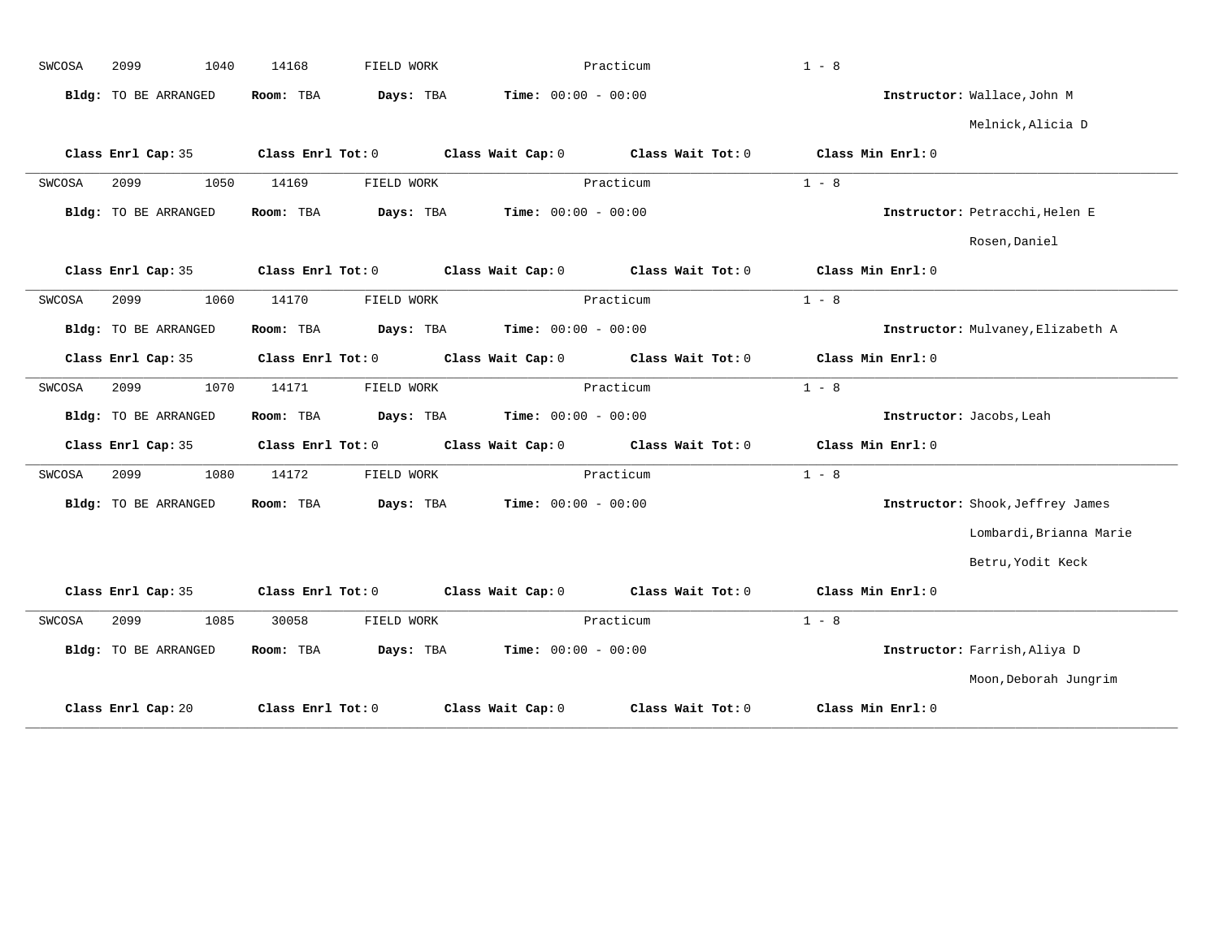SWCOSA 2099 1040 14168 FIELD WORK Practicum 1 - 8

**Bldg:** TO BE ARRANGED **Room:** TBA **Days:** TBA **Time:** 00:00 - 00:00 **Instructor:** Wallace,John M
Melnick,Alicia D

**Class Enrl Cap:** 35 **Class Enrl Tot:** 0 **Class Wait Cap:** 0 **Class Wait Tot:** 0 **Class Min Enrl:** 0

---

SWCOSA 2099 1050 14169 FIELD WORK Practicum 1 - 8

**Bldg:** TO BE ARRANGED **Room:** TBA **Days:** TBA **Time:** 00:00 - 00:00 **Instructor:** Petracchi,Helen E
Rosen,Daniel

**Class Enrl Cap:** 35 **Class Enrl Tot:** 0 **Class Wait Cap:** 0 **Class Wait Tot:** 0 **Class Min Enrl:** 0

---

SWCOSA 2099 1060 14170 FIELD WORK Practicum 1 - 8

**Bldg:** TO BE ARRANGED **Room:** TBA **Days:** TBA **Time:** 00:00 - 00:00 **Instructor:** Mulvaney,Elizabeth A

**Class Enrl Cap:** 35 **Class Enrl Tot:** 0 **Class Wait Cap:** 0 **Class Wait Tot:** 0 **Class Min Enrl:** 0

---

SWCOSA 2099 1070 14171 FIELD WORK Practicum 1 - 8

**Bldg:** TO BE ARRANGED **Room:** TBA **Days:** TBA **Time:** 00:00 - 00:00 **Instructor:** Jacobs,Leah

**Class Enrl Cap:** 35 **Class Enrl Tot:** 0 **Class Wait Cap:** 0 **Class Wait Tot:** 0 **Class Min Enrl:** 0

---

SWCOSA 2099 1080 14172 FIELD WORK Practicum 1 - 8

**Bldg:** TO BE ARRANGED **Room:** TBA **Days:** TBA **Time:** 00:00 - 00:00 **Instructor:** Shook,Jeffrey James
Lombardi,Brianna Marie
Betru,Yodit Keck

**Class Enrl Cap:** 35 **Class Enrl Tot:** 0 **Class Wait Cap:** 0 **Class Wait Tot:** 0 **Class Min Enrl:** 0

---

SWCOSA 2099 1085 30058 FIELD WORK Practicum 1 - 8

**Bldg:** TO BE ARRANGED **Room:** TBA **Days:** TBA **Time:** 00:00 - 00:00 **Instructor:** Farrish,Aliya D
Moon,Deborah Jungrim

**Class Enrl Cap:** 20 **Class Enrl Tot:** 0 **Class Wait Cap:** 0 **Class Wait Tot:** 0 **Class Min Enrl:** 0

---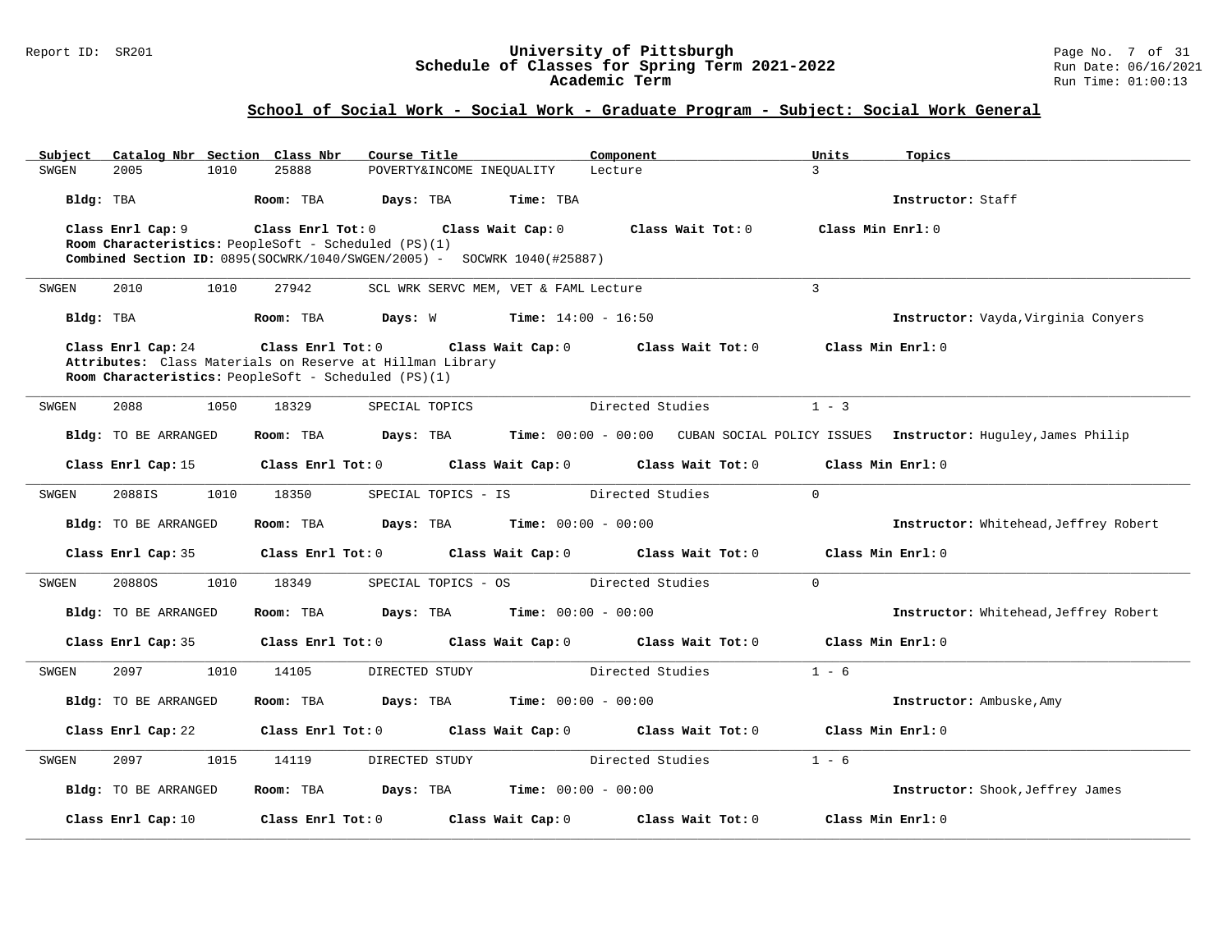## School of Social Work - Social Work - Graduate Program - Subject: Social Work General

| Subject | Catalog Nbr | Section | Class Nbr | Course Title | Component | Units | Topics |
|---|---|---|---|---|---|---|---|
| SWGEN | 2005 | 1010 | 25888 | POVERTY&INCOME INEQUALITY | Lecture | 3 | |

**Bldg:** TBA **Room:** TBA **Days:** TBA **Time:** TBA **Instructor:** Staff

**Class Enrl Cap:** 9 **Class Enrl Tot:** 0 **Class Wait Cap:** 0 **Class Wait Tot:** 0 **Class Min Enrl:** 0

**Room Characteristics:** PeopleSoft - Scheduled (PS)(1)

**Combined Section ID:** 0895(SOCWRK/1040/SWGEN/2005) - SOCWRK 1040(#25887)

---

| Subject | Catalog Nbr | Section | Class Nbr | Course Title | Component | Units | Topics |
|---|---|---|---|---|---|---|---|
| SWGEN | 2010 | 1010 | 27942 | SCL WRK SERVC MEM, VET & FAML | Lecture | 3 | |

**Bldg:** TBA **Room:** TBA **Days:** W **Time:** 14:00 - 16:50 **Instructor:** Vayda,Virginia Conyers

**Class Enrl Cap:** 24 **Class Enrl Tot:** 0 **Class Wait Cap:** 0 **Class Wait Tot:** 0 **Class Min Enrl:** 0

**Attributes:** Class Materials on Reserve at Hillman Library

**Room Characteristics:** PeopleSoft - Scheduled (PS)(1)

---

| Subject | Catalog Nbr | Section | Class Nbr | Course Title | Component | Units | Topics |
|---|---|---|---|---|---|---|---|
| SWGEN | 2088 | 1050 | 18329 | SPECIAL TOPICS | Directed Studies | 1 - 3 | |

**Bldg:** TO BE ARRANGED **Room:** TBA **Days:** TBA **Time:** 00:00 - 00:00 CUBAN SOCIAL POLICY ISSUES **Instructor:** Huguley,James Philip

**Class Enrl Cap:** 15 **Class Enrl Tot:** 0 **Class Wait Cap:** 0 **Class Wait Tot:** 0 **Class Min Enrl:** 0

---

| Subject | Catalog Nbr | Section | Class Nbr | Course Title | Component | Units | Topics |
|---|---|---|---|---|---|---|---|
| SWGEN | 2088IS | 1010 | 18350 | SPECIAL TOPICS - IS | Directed Studies | 0 | |

**Bldg:** TO BE ARRANGED **Room:** TBA **Days:** TBA **Time:** 00:00 - 00:00 **Instructor:** Whitehead,Jeffrey Robert

**Class Enrl Cap:** 35 **Class Enrl Tot:** 0 **Class Wait Cap:** 0 **Class Wait Tot:** 0 **Class Min Enrl:** 0

---

| Subject | Catalog Nbr | Section | Class Nbr | Course Title | Component | Units | Topics |
|---|---|---|---|---|---|---|---|
| SWGEN | 2088OS | 1010 | 18349 | SPECIAL TOPICS - OS | Directed Studies | 0 | |

**Bldg:** TO BE ARRANGED **Room:** TBA **Days:** TBA **Time:** 00:00 - 00:00 **Instructor:** Whitehead,Jeffrey Robert

**Class Enrl Cap:** 35 **Class Enrl Tot:** 0 **Class Wait Cap:** 0 **Class Wait Tot:** 0 **Class Min Enrl:** 0

---

| Subject | Catalog Nbr | Section | Class Nbr | Course Title | Component | Units | Topics |
|---|---|---|---|---|---|---|---|
| SWGEN | 2097 | 1010 | 14105 | DIRECTED STUDY | Directed Studies | 1 - 6 | |

**Bldg:** TO BE ARRANGED **Room:** TBA **Days:** TBA **Time:** 00:00 - 00:00 **Instructor:** Ambuske,Amy

**Class Enrl Cap:** 22 **Class Enrl Tot:** 0 **Class Wait Cap:** 0 **Class Wait Tot:** 0 **Class Min Enrl:** 0

---

| Subject | Catalog Nbr | Section | Class Nbr | Course Title | Component | Units | Topics |
|---|---|---|---|---|---|---|---|
| SWGEN | 2097 | 1015 | 14119 | DIRECTED STUDY | Directed Studies | 1 - 6 | |

**Bldg:** TO BE ARRANGED **Room:** TBA **Days:** TBA **Time:** 00:00 - 00:00 **Instructor:** Shook,Jeffrey James

**Class Enrl Cap:** 10 **Class Enrl Tot:** 0 **Class Wait Cap:** 0 **Class Wait Tot:** 0 **Class Min Enrl:** 0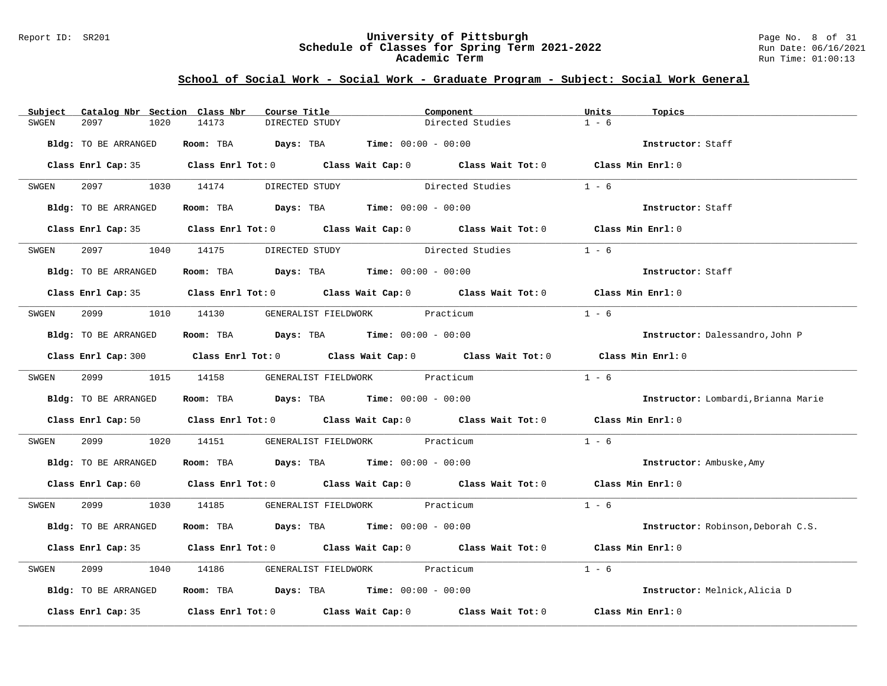## School of Social Work - Social Work - Graduate Program - Subject: Social Work General

| Subject | Catalog Nbr | Section | Class Nbr | Course Title | Component | Units | Topics |
|---|---|---|---|---|---|---|---|
| SWGEN | 2097 | 1020 | 14173 | DIRECTED STUDY | Directed Studies | 1 - 6 | |

**Bldg:** TO BE ARRANGED **Room:** TBA **Days:** TBA **Time:** 00:00 - 00:00 **Instructor:** Staff

**Class Enrl Cap:** 35 **Class Enrl Tot:** 0 **Class Wait Cap:** 0 **Class Wait Tot:** 0 **Class Min Enrl:** 0

| Subject | Catalog Nbr | Section | Class Nbr | Course Title | Component | Units | Topics |
|---|---|---|---|---|---|---|---|
| SWGEN | 2097 | 1030 | 14174 | DIRECTED STUDY | Directed Studies | 1 - 6 | |

**Bldg:** TO BE ARRANGED **Room:** TBA **Days:** TBA **Time:** 00:00 - 00:00 **Instructor:** Staff

**Class Enrl Cap:** 35 **Class Enrl Tot:** 0 **Class Wait Cap:** 0 **Class Wait Tot:** 0 **Class Min Enrl:** 0

| Subject | Catalog Nbr | Section | Class Nbr | Course Title | Component | Units | Topics |
|---|---|---|---|---|---|---|---|
| SWGEN | 2097 | 1040 | 14175 | DIRECTED STUDY | Directed Studies | 1 - 6 | |

**Bldg:** TO BE ARRANGED **Room:** TBA **Days:** TBA **Time:** 00:00 - 00:00 **Instructor:** Staff

**Class Enrl Cap:** 35 **Class Enrl Tot:** 0 **Class Wait Cap:** 0 **Class Wait Tot:** 0 **Class Min Enrl:** 0

| Subject | Catalog Nbr | Section | Class Nbr | Course Title | Component | Units | Topics |
|---|---|---|---|---|---|---|---|
| SWGEN | 2099 | 1010 | 14130 | GENERALIST FIELDWORK | Practicum | 1 - 6 | |

**Bldg:** TO BE ARRANGED **Room:** TBA **Days:** TBA **Time:** 00:00 - 00:00 **Instructor:** Dalessandro,John P

**Class Enrl Cap:** 300 **Class Enrl Tot:** 0 **Class Wait Cap:** 0 **Class Wait Tot:** 0 **Class Min Enrl:** 0

| Subject | Catalog Nbr | Section | Class Nbr | Course Title | Component | Units | Topics |
|---|---|---|---|---|---|---|---|
| SWGEN | 2099 | 1015 | 14158 | GENERALIST FIELDWORK | Practicum | 1 - 6 | |

**Bldg:** TO BE ARRANGED **Room:** TBA **Days:** TBA **Time:** 00:00 - 00:00 **Instructor:** Lombardi,Brianna Marie

**Class Enrl Cap:** 50 **Class Enrl Tot:** 0 **Class Wait Cap:** 0 **Class Wait Tot:** 0 **Class Min Enrl:** 0

| Subject | Catalog Nbr | Section | Class Nbr | Course Title | Component | Units | Topics |
|---|---|---|---|---|---|---|---|
| SWGEN | 2099 | 1020 | 14151 | GENERALIST FIELDWORK | Practicum | 1 - 6 | |

**Bldg:** TO BE ARRANGED **Room:** TBA **Days:** TBA **Time:** 00:00 - 00:00 **Instructor:** Ambuske,Amy

**Class Enrl Cap:** 60 **Class Enrl Tot:** 0 **Class Wait Cap:** 0 **Class Wait Tot:** 0 **Class Min Enrl:** 0

| Subject | Catalog Nbr | Section | Class Nbr | Course Title | Component | Units | Topics |
|---|---|---|---|---|---|---|---|
| SWGEN | 2099 | 1030 | 14185 | GENERALIST FIELDWORK | Practicum | 1 - 6 | |

**Bldg:** TO BE ARRANGED **Room:** TBA **Days:** TBA **Time:** 00:00 - 00:00 **Instructor:** Robinson,Deborah C.S.

**Class Enrl Cap:** 35 **Class Enrl Tot:** 0 **Class Wait Cap:** 0 **Class Wait Tot:** 0 **Class Min Enrl:** 0

| Subject | Catalog Nbr | Section | Class Nbr | Course Title | Component | Units | Topics |
|---|---|---|---|---|---|---|---|
| SWGEN | 2099 | 1040 | 14186 | GENERALIST FIELDWORK | Practicum | 1 - 6 | |

**Bldg:** TO BE ARRANGED **Room:** TBA **Days:** TBA **Time:** 00:00 - 00:00 **Instructor:** Melnick,Alicia D

**Class Enrl Cap:** 35 **Class Enrl Tot:** 0 **Class Wait Cap:** 0 **Class Wait Tot:** 0 **Class Min Enrl:** 0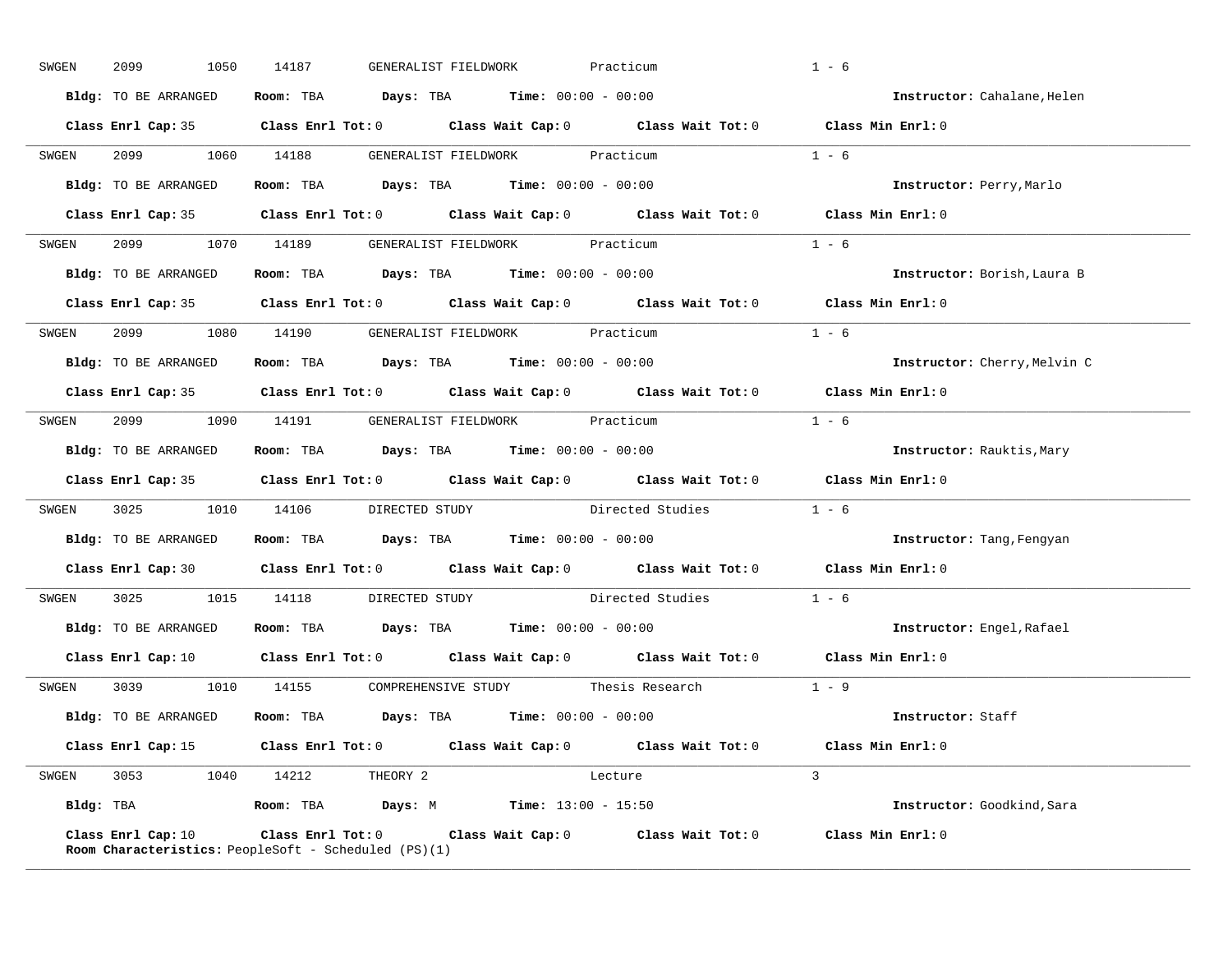SWGEN 2099 1050 14187 GENERALIST FIELDWORK Practicum 1 - 6

**Bldg:** TO BE ARRANGED **Room:** TBA **Days:** TBA **Time:** 00:00 - 00:00 **Instructor:** Cahalane,Helen

**Class Enrl Cap:** 35 **Class Enrl Tot:** 0 **Class Wait Cap:** 0 **Class Wait Tot:** 0 **Class Min Enrl:** 0

---

SWGEN 2099 1060 14188 GENERALIST FIELDWORK Practicum 1 - 6

**Bldg:** TO BE ARRANGED **Room:** TBA **Days:** TBA **Time:** 00:00 - 00:00 **Instructor:** Perry,Marlo

**Class Enrl Cap:** 35 **Class Enrl Tot:** 0 **Class Wait Cap:** 0 **Class Wait Tot:** 0 **Class Min Enrl:** 0

---

SWGEN 2099 1070 14189 GENERALIST FIELDWORK Practicum 1 - 6

**Bldg:** TO BE ARRANGED **Room:** TBA **Days:** TBA **Time:** 00:00 - 00:00 **Instructor:** Borish,Laura B

**Class Enrl Cap:** 35 **Class Enrl Tot:** 0 **Class Wait Cap:** 0 **Class Wait Tot:** 0 **Class Min Enrl:** 0

---

SWGEN 2099 1080 14190 GENERALIST FIELDWORK Practicum 1 - 6

**Bldg:** TO BE ARRANGED **Room:** TBA **Days:** TBA **Time:** 00:00 - 00:00 **Instructor:** Cherry,Melvin C

**Class Enrl Cap:** 35 **Class Enrl Tot:** 0 **Class Wait Cap:** 0 **Class Wait Tot:** 0 **Class Min Enrl:** 0

---

SWGEN 2099 1090 14191 GENERALIST FIELDWORK Practicum 1 - 6

**Bldg:** TO BE ARRANGED **Room:** TBA **Days:** TBA **Time:** 00:00 - 00:00 **Instructor:** Rauktis,Mary

**Class Enrl Cap:** 35 **Class Enrl Tot:** 0 **Class Wait Cap:** 0 **Class Wait Tot:** 0 **Class Min Enrl:** 0

---

SWGEN 3025 1010 14106 DIRECTED STUDY Directed Studies 1 - 6

**Bldg:** TO BE ARRANGED **Room:** TBA **Days:** TBA **Time:** 00:00 - 00:00 **Instructor:** Tang,Fengyan

**Class Enrl Cap:** 30 **Class Enrl Tot:** 0 **Class Wait Cap:** 0 **Class Wait Tot:** 0 **Class Min Enrl:** 0

---

SWGEN 3025 1015 14118 DIRECTED STUDY Directed Studies 1 - 6

**Bldg:** TO BE ARRANGED **Room:** TBA **Days:** TBA **Time:** 00:00 - 00:00 **Instructor:** Engel,Rafael

**Class Enrl Cap:** 10 **Class Enrl Tot:** 0 **Class Wait Cap:** 0 **Class Wait Tot:** 0 **Class Min Enrl:** 0

---

SWGEN 3039 1010 14155 COMPREHENSIVE STUDY Thesis Research 1 - 9

**Bldg:** TO BE ARRANGED **Room:** TBA **Days:** TBA **Time:** 00:00 - 00:00 **Instructor:** Staff

**Class Enrl Cap:** 15 **Class Enrl Tot:** 0 **Class Wait Cap:** 0 **Class Wait Tot:** 0 **Class Min Enrl:** 0

---

SWGEN 3053 1040 14212 THEORY 2 Lecture 3

**Bldg:** TBA **Room:** TBA **Days:** M **Time:** 13:00 - 15:50 **Instructor:** Goodkind,Sara

**Class Enrl Cap:** 10 **Class Enrl Tot:** 0 **Class Wait Cap:** 0 **Class Wait Tot:** 0 **Class Min Enrl:** 0
**Room Characteristics:** PeopleSoft - Scheduled (PS)(1)

---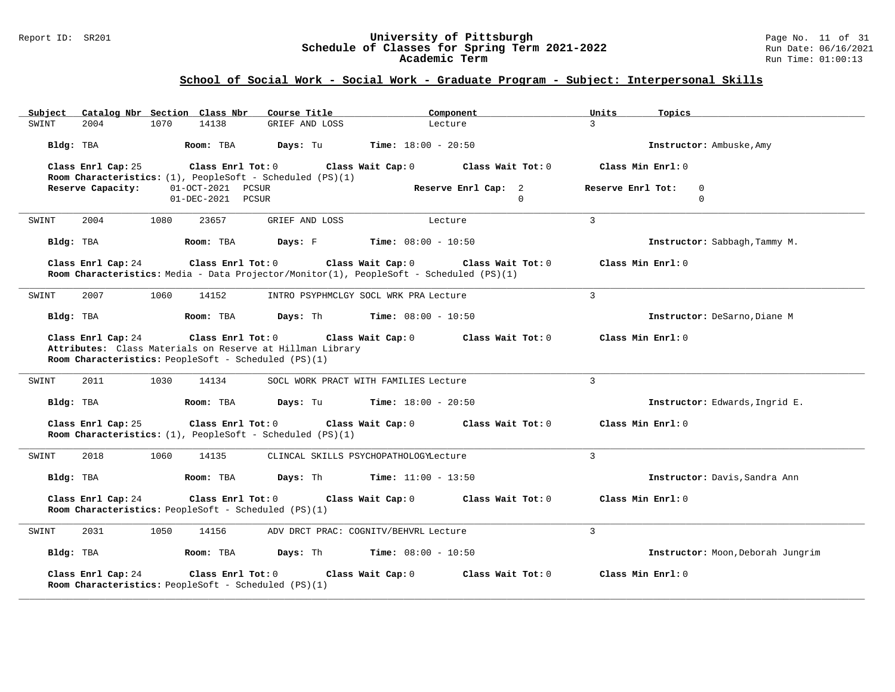## School of Social Work - Social Work - Graduate Program - Subject: Interpersonal Skills

| Subject | Catalog Nbr | Section | Class Nbr | Course Title | Component | Units | Topics |
|---|---|---|---|---|---|---|---|
| SWINT | 2004 | 1070 | 14138 | GRIEF AND LOSS | Lecture | 3 | |

**Bldg:** TBA **Room:** TBA **Days:** Tu **Time:** 18:00 - 20:50 **Instructor:** Ambuske,Amy

**Class Enrl Cap:** 25 **Class Enrl Tot:** 0 **Class Wait Cap:** 0 **Class Wait Tot:** 0 **Class Min Enrl:** 0
**Room Characteristics:** (1), PeopleSoft - Scheduled (PS)(1)

| Reserve Capacity: | | Reserve Enrl Cap: | Reserve Enrl Tot: |
|---|---|---|---|
| 01-OCT-2021 | PCSUR | 2 | 0 |
| 01-DEC-2021 | PCSUR | 0 | 0 |

---

| Subject | Catalog Nbr | Section | Class Nbr | Course Title | Component | Units | Topics |
|---|---|---|---|---|---|---|---|
| SWINT | 2004 | 1080 | 23657 | GRIEF AND LOSS | Lecture | 3 | |

**Bldg:** TBA **Room:** TBA **Days:** F **Time:** 08:00 - 10:50 **Instructor:** Sabbagh,Tammy M.

**Class Enrl Cap:** 24 **Class Enrl Tot:** 0 **Class Wait Cap:** 0 **Class Wait Tot:** 0 **Class Min Enrl:** 0
**Room Characteristics:** Media - Data Projector/Monitor(1), PeopleSoft - Scheduled (PS)(1)

---

| Subject | Catalog Nbr | Section | Class Nbr | Course Title | Component | Units | Topics |
|---|---|---|---|---|---|---|---|
| SWINT | 2007 | 1060 | 14152 | INTRO PSYPHMCLGY SOCL WRK PRA | Lecture | 3 | |

**Bldg:** TBA **Room:** TBA **Days:** Th **Time:** 08:00 - 10:50 **Instructor:** DeSarno,Diane M

**Class Enrl Cap:** 24 **Class Enrl Tot:** 0 **Class Wait Cap:** 0 **Class Wait Tot:** 0 **Class Min Enrl:** 0
**Attributes:** Class Materials on Reserve at Hillman Library
**Room Characteristics:** PeopleSoft - Scheduled (PS)(1)

---

| Subject | Catalog Nbr | Section | Class Nbr | Course Title | Component | Units | Topics |
|---|---|---|---|---|---|---|---|
| SWINT | 2011 | 1030 | 14134 | SOCL WORK PRACT WITH FAMILIES | Lecture | 3 | |

**Bldg:** TBA **Room:** TBA **Days:** Tu **Time:** 18:00 - 20:50 **Instructor:** Edwards,Ingrid E.

**Class Enrl Cap:** 25 **Class Enrl Tot:** 0 **Class Wait Cap:** 0 **Class Wait Tot:** 0 **Class Min Enrl:** 0
**Room Characteristics:** (1), PeopleSoft - Scheduled (PS)(1)

---

| Subject | Catalog Nbr | Section | Class Nbr | Course Title | Component | Units | Topics |
|---|---|---|---|---|---|---|---|
| SWINT | 2018 | 1060 | 14135 | CLINCAL SKILLS PSYCHOPATHOLOGY | Lecture | 3 | |

**Bldg:** TBA **Room:** TBA **Days:** Th **Time:** 11:00 - 13:50 **Instructor:** Davis,Sandra Ann

**Class Enrl Cap:** 24 **Class Enrl Tot:** 0 **Class Wait Cap:** 0 **Class Wait Tot:** 0 **Class Min Enrl:** 0
**Room Characteristics:** PeopleSoft - Scheduled (PS)(1)

---

| Subject | Catalog Nbr | Section | Class Nbr | Course Title | Component | Units | Topics |
|---|---|---|---|---|---|---|---|
| SWINT | 2031 | 1050 | 14156 | ADV DRCT PRAC: COGNITV/BEHVRL | Lecture | 3 | |

**Bldg:** TBA **Room:** TBA **Days:** Th **Time:** 08:00 - 10:50 **Instructor:** Moon,Deborah Jungrim

**Class Enrl Cap:** 24 **Class Enrl Tot:** 0 **Class Wait Cap:** 0 **Class Wait Tot:** 0 **Class Min Enrl:** 0
**Room Characteristics:** PeopleSoft - Scheduled (PS)(1)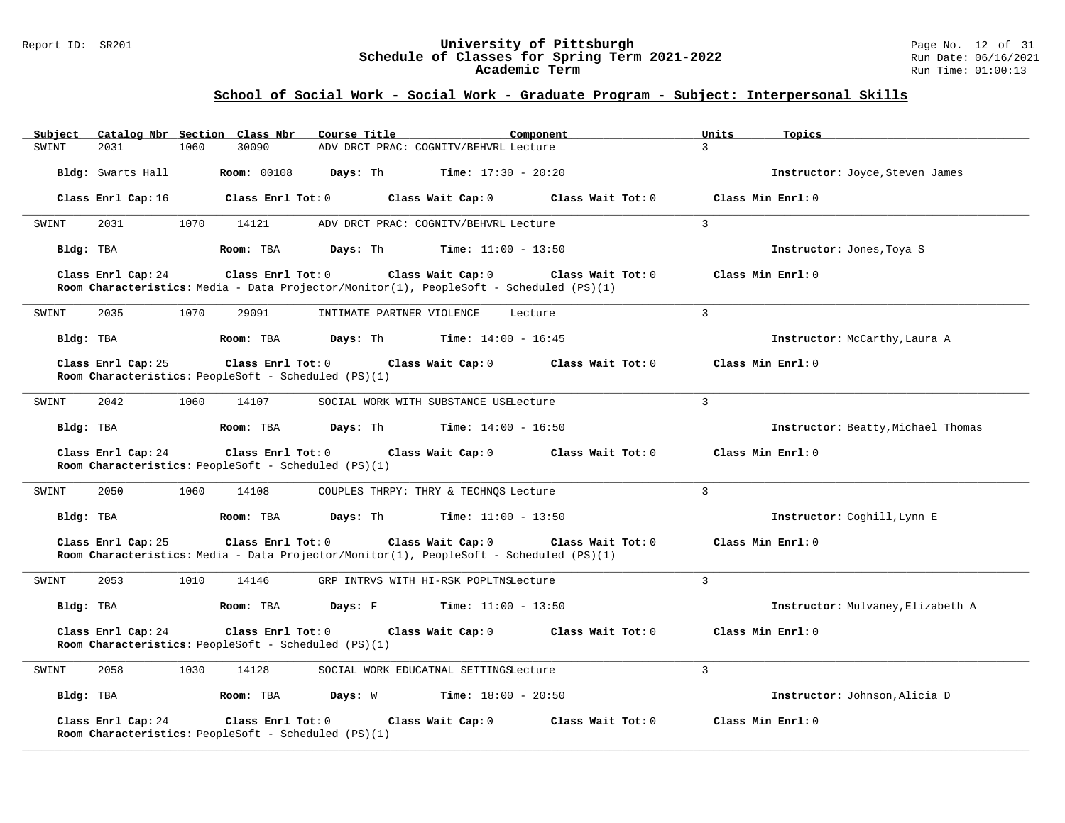## School of Social Work - Social Work - Graduate Program - Subject: Interpersonal Skills

| Subject | Catalog Nbr | Section | Class Nbr | Course Title | Component | Units | Topics |
|---|---|---|---|---|---|---|---|
| SWINT | 2031 | 1060 | 30090 | ADV DRCT PRAC: COGNITV/BEHVRL | Lecture | 3 | |

**Bldg:** Swarts Hall **Room:** 00108 **Days:** Th **Time:** 17:30 - 20:20 **Instructor:** Joyce,Steven James

**Class Enrl Cap:** 16 **Class Enrl Tot:** 0 **Class Wait Cap:** 0 **Class Wait Tot:** 0 **Class Min Enrl:** 0

---

| Subject | Catalog Nbr | Section | Class Nbr | Course Title | Component | Units | Topics |
|---|---|---|---|---|---|---|---|
| SWINT | 2031 | 1070 | 14121 | ADV DRCT PRAC: COGNITV/BEHVRL | Lecture | 3 | |

**Bldg:** TBA **Room:** TBA **Days:** Th **Time:** 11:00 - 13:50 **Instructor:** Jones,Toya S

**Class Enrl Cap:** 24 **Class Enrl Tot:** 0 **Class Wait Cap:** 0 **Class Wait Tot:** 0 **Class Min Enrl:** 0

**Room Characteristics:** Media - Data Projector/Monitor(1), PeopleSoft - Scheduled (PS)(1)

---

| Subject | Catalog Nbr | Section | Class Nbr | Course Title | Component | Units | Topics |
|---|---|---|---|---|---|---|---|
| SWINT | 2035 | 1070 | 29091 | INTIMATE PARTNER VIOLENCE | Lecture | 3 | |

**Bldg:** TBA **Room:** TBA **Days:** Th **Time:** 14:00 - 16:45 **Instructor:** McCarthy,Laura A

**Class Enrl Cap:** 25 **Class Enrl Tot:** 0 **Class Wait Cap:** 0 **Class Wait Tot:** 0 **Class Min Enrl:** 0

**Room Characteristics:** PeopleSoft - Scheduled (PS)(1)

---

| Subject | Catalog Nbr | Section | Class Nbr | Course Title | Component | Units | Topics |
|---|---|---|---|---|---|---|---|
| SWINT | 2042 | 1060 | 14107 | SOCIAL WORK WITH SUBSTANCE USE | Lecture | 3 | |

**Bldg:** TBA **Room:** TBA **Days:** Th **Time:** 14:00 - 16:50 **Instructor:** Beatty,Michael Thomas

**Class Enrl Cap:** 24 **Class Enrl Tot:** 0 **Class Wait Cap:** 0 **Class Wait Tot:** 0 **Class Min Enrl:** 0

**Room Characteristics:** PeopleSoft - Scheduled (PS)(1)

---

| Subject | Catalog Nbr | Section | Class Nbr | Course Title | Component | Units | Topics |
|---|---|---|---|---|---|---|---|
| SWINT | 2050 | 1060 | 14108 | COUPLES THRPY: THRY & TECHNQS | Lecture | 3 | |

**Bldg:** TBA **Room:** TBA **Days:** Th **Time:** 11:00 - 13:50 **Instructor:** Coghill,Lynn E

**Class Enrl Cap:** 25 **Class Enrl Tot:** 0 **Class Wait Cap:** 0 **Class Wait Tot:** 0 **Class Min Enrl:** 0

**Room Characteristics:** Media - Data Projector/Monitor(1), PeopleSoft - Scheduled (PS)(1)

---

| Subject | Catalog Nbr | Section | Class Nbr | Course Title | Component | Units | Topics |
|---|---|---|---|---|---|---|---|
| SWINT | 2053 | 1010 | 14146 | GRP INTRVS WITH HI-RSK POPLTNS | Lecture | 3 | |

**Bldg:** TBA **Room:** TBA **Days:** F **Time:** 11:00 - 13:50 **Instructor:** Mulvaney,Elizabeth A

**Class Enrl Cap:** 24 **Class Enrl Tot:** 0 **Class Wait Cap:** 0 **Class Wait Tot:** 0 **Class Min Enrl:** 0

**Room Characteristics:** PeopleSoft - Scheduled (PS)(1)

---

| Subject | Catalog Nbr | Section | Class Nbr | Course Title | Component | Units | Topics |
|---|---|---|---|---|---|---|---|
| SWINT | 2058 | 1030 | 14128 | SOCIAL WORK EDUCATNAL SETTINGS | Lecture | 3 | |

**Bldg:** TBA **Room:** TBA **Days:** W **Time:** 18:00 - 20:50 **Instructor:** Johnson,Alicia D

**Class Enrl Cap:** 24 **Class Enrl Tot:** 0 **Class Wait Cap:** 0 **Class Wait Tot:** 0 **Class Min Enrl:** 0

**Room Characteristics:** PeopleSoft - Scheduled (PS)(1)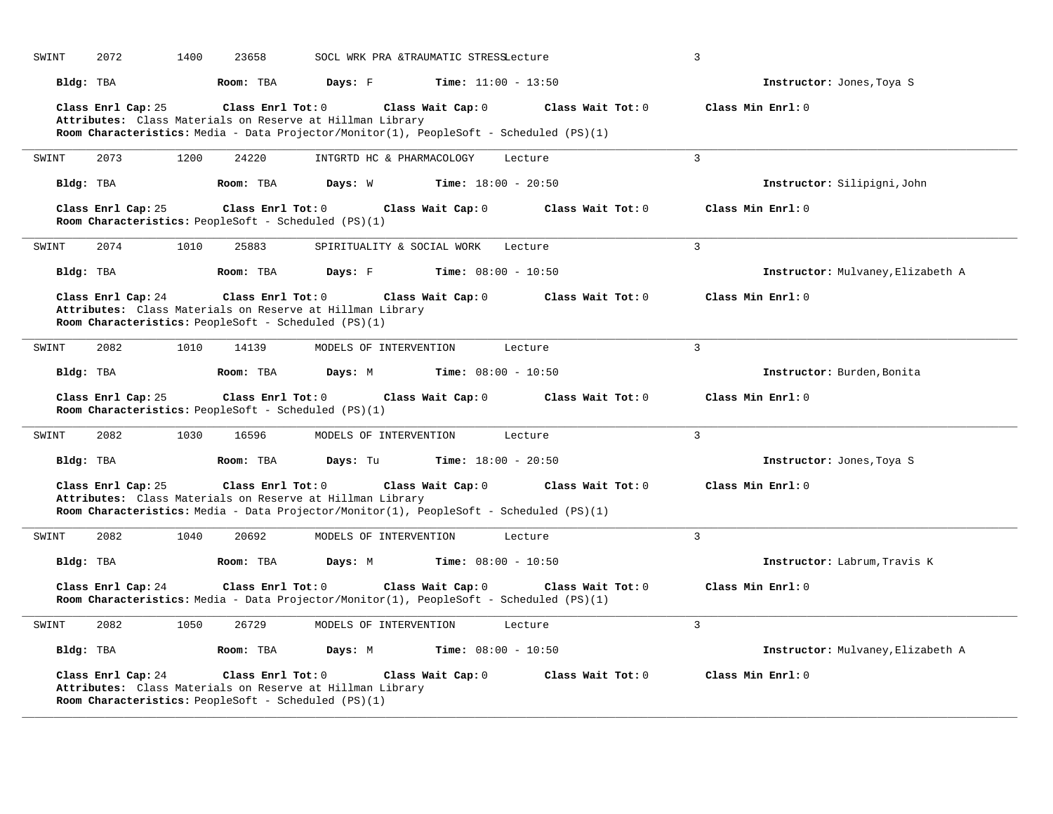SWINT 2072 1400 23658 SOCL WRK PRA &TRAUMATIC STRESS Lecture 3

**Bldg:** TBA **Room:** TBA **Days:** F **Time:** 11:00 - 13:50 **Instructor:** Jones,Toya S

**Class Enrl Cap:** 25 **Class Enrl Tot:** 0 **Class Wait Cap:** 0 **Class Wait Tot:** 0 **Class Min Enrl:** 0
**Attributes:** Class Materials on Reserve at Hillman Library
**Room Characteristics:** Media - Data Projector/Monitor(1), PeopleSoft - Scheduled (PS)(1)

---

SWINT 2073 1200 24220 INTGRTD HC & PHARMACOLOGY Lecture 3

**Bldg:** TBA **Room:** TBA **Days:** W **Time:** 18:00 - 20:50 **Instructor:** Silipigni,John

**Class Enrl Cap:** 25 **Class Enrl Tot:** 0 **Class Wait Cap:** 0 **Class Wait Tot:** 0 **Class Min Enrl:** 0
**Room Characteristics:** PeopleSoft - Scheduled (PS)(1)

---

SWINT 2074 1010 25883 SPIRITUALITY & SOCIAL WORK Lecture 3

**Bldg:** TBA **Room:** TBA **Days:** F **Time:** 08:00 - 10:50 **Instructor:** Mulvaney,Elizabeth A

**Class Enrl Cap:** 24 **Class Enrl Tot:** 0 **Class Wait Cap:** 0 **Class Wait Tot:** 0 **Class Min Enrl:** 0
**Attributes:** Class Materials on Reserve at Hillman Library
**Room Characteristics:** PeopleSoft - Scheduled (PS)(1)

---

SWINT 2082 1010 14139 MODELS OF INTERVENTION Lecture 3

**Bldg:** TBA **Room:** TBA **Days:** M **Time:** 08:00 - 10:50 **Instructor:** Burden,Bonita

**Class Enrl Cap:** 25 **Class Enrl Tot:** 0 **Class Wait Cap:** 0 **Class Wait Tot:** 0 **Class Min Enrl:** 0
**Room Characteristics:** PeopleSoft - Scheduled (PS)(1)

---

SWINT 2082 1030 16596 MODELS OF INTERVENTION Lecture 3

**Bldg:** TBA **Room:** TBA **Days:** Tu **Time:** 18:00 - 20:50 **Instructor:** Jones,Toya S

**Class Enrl Cap:** 25 **Class Enrl Tot:** 0 **Class Wait Cap:** 0 **Class Wait Tot:** 0 **Class Min Enrl:** 0
**Attributes:** Class Materials on Reserve at Hillman Library
**Room Characteristics:** Media - Data Projector/Monitor(1), PeopleSoft - Scheduled (PS)(1)

---

SWINT 2082 1040 20692 MODELS OF INTERVENTION Lecture 3

**Bldg:** TBA **Room:** TBA **Days:** M **Time:** 08:00 - 10:50 **Instructor:** Labrum,Travis K

**Class Enrl Cap:** 24 **Class Enrl Tot:** 0 **Class Wait Cap:** 0 **Class Wait Tot:** 0 **Class Min Enrl:** 0
**Room Characteristics:** Media - Data Projector/Monitor(1), PeopleSoft - Scheduled (PS)(1)

---

SWINT 2082 1050 26729 MODELS OF INTERVENTION Lecture 3

**Bldg:** TBA **Room:** TBA **Days:** M **Time:** 08:00 - 10:50 **Instructor:** Mulvaney,Elizabeth A

**Class Enrl Cap:** 24 **Class Enrl Tot:** 0 **Class Wait Cap:** 0 **Class Wait Tot:** 0 **Class Min Enrl:** 0
**Attributes:** Class Materials on Reserve at Hillman Library
**Room Characteristics:** PeopleSoft - Scheduled (PS)(1)

---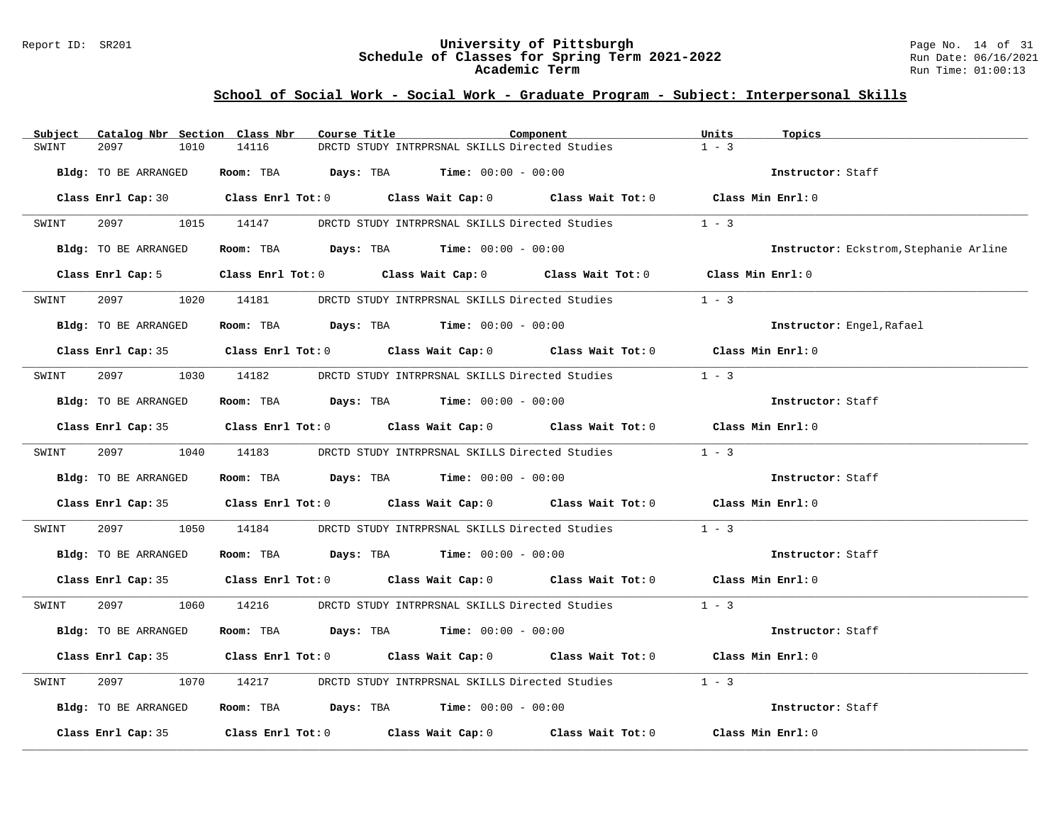## School of Social Work - Social Work - Graduate Program - Subject: Interpersonal Skills

| Subject | Catalog Nbr | Section | Class Nbr | Course Title | Component | Units | Topics |
|---|---|---|---|---|---|---|---|
| SWINT | 2097 | 1010 | 14116 | DRCTD STUDY INTRPRSNAL SKILLS | Directed Studies | 1 - 3 | |

**Bldg:** TO BE ARRANGED **Room:** TBA **Days:** TBA **Time:** 00:00 - 00:00 **Instructor:** Staff

**Class Enrl Cap:** 30 **Class Enrl Tot:** 0 **Class Wait Cap:** 0 **Class Wait Tot:** 0 **Class Min Enrl:** 0

| Subject | Catalog Nbr | Section | Class Nbr | Course Title | Component | Units | Topics |
|---|---|---|---|---|---|---|---|
| SWINT | 2097 | 1015 | 14147 | DRCTD STUDY INTRPRSNAL SKILLS | Directed Studies | 1 - 3 | |

**Bldg:** TO BE ARRANGED **Room:** TBA **Days:** TBA **Time:** 00:00 - 00:00 **Instructor:** Eckstrom,Stephanie Arline

**Class Enrl Cap:** 5 **Class Enrl Tot:** 0 **Class Wait Cap:** 0 **Class Wait Tot:** 0 **Class Min Enrl:** 0

| Subject | Catalog Nbr | Section | Class Nbr | Course Title | Component | Units | Topics |
|---|---|---|---|---|---|---|---|
| SWINT | 2097 | 1020 | 14181 | DRCTD STUDY INTRPRSNAL SKILLS | Directed Studies | 1 - 3 | |

**Bldg:** TO BE ARRANGED **Room:** TBA **Days:** TBA **Time:** 00:00 - 00:00 **Instructor:** Engel,Rafael

**Class Enrl Cap:** 35 **Class Enrl Tot:** 0 **Class Wait Cap:** 0 **Class Wait Tot:** 0 **Class Min Enrl:** 0

| Subject | Catalog Nbr | Section | Class Nbr | Course Title | Component | Units | Topics |
|---|---|---|---|---|---|---|---|
| SWINT | 2097 | 1030 | 14182 | DRCTD STUDY INTRPRSNAL SKILLS | Directed Studies | 1 - 3 | |

**Bldg:** TO BE ARRANGED **Room:** TBA **Days:** TBA **Time:** 00:00 - 00:00 **Instructor:** Staff

**Class Enrl Cap:** 35 **Class Enrl Tot:** 0 **Class Wait Cap:** 0 **Class Wait Tot:** 0 **Class Min Enrl:** 0

| Subject | Catalog Nbr | Section | Class Nbr | Course Title | Component | Units | Topics |
|---|---|---|---|---|---|---|---|
| SWINT | 2097 | 1040 | 14183 | DRCTD STUDY INTRPRSNAL SKILLS | Directed Studies | 1 - 3 | |

**Bldg:** TO BE ARRANGED **Room:** TBA **Days:** TBA **Time:** 00:00 - 00:00 **Instructor:** Staff

**Class Enrl Cap:** 35 **Class Enrl Tot:** 0 **Class Wait Cap:** 0 **Class Wait Tot:** 0 **Class Min Enrl:** 0

| Subject | Catalog Nbr | Section | Class Nbr | Course Title | Component | Units | Topics |
|---|---|---|---|---|---|---|---|
| SWINT | 2097 | 1050 | 14184 | DRCTD STUDY INTRPRSNAL SKILLS | Directed Studies | 1 - 3 | |

**Bldg:** TO BE ARRANGED **Room:** TBA **Days:** TBA **Time:** 00:00 - 00:00 **Instructor:** Staff

**Class Enrl Cap:** 35 **Class Enrl Tot:** 0 **Class Wait Cap:** 0 **Class Wait Tot:** 0 **Class Min Enrl:** 0

| Subject | Catalog Nbr | Section | Class Nbr | Course Title | Component | Units | Topics |
|---|---|---|---|---|---|---|---|
| SWINT | 2097 | 1060 | 14216 | DRCTD STUDY INTRPRSNAL SKILLS | Directed Studies | 1 - 3 | |

**Bldg:** TO BE ARRANGED **Room:** TBA **Days:** TBA **Time:** 00:00 - 00:00 **Instructor:** Staff

**Class Enrl Cap:** 35 **Class Enrl Tot:** 0 **Class Wait Cap:** 0 **Class Wait Tot:** 0 **Class Min Enrl:** 0

| Subject | Catalog Nbr | Section | Class Nbr | Course Title | Component | Units | Topics |
|---|---|---|---|---|---|---|---|
| SWINT | 2097 | 1070 | 14217 | DRCTD STUDY INTRPRSNAL SKILLS | Directed Studies | 1 - 3 | |

**Bldg:** TO BE ARRANGED **Room:** TBA **Days:** TBA **Time:** 00:00 - 00:00 **Instructor:** Staff

**Class Enrl Cap:** 35 **Class Enrl Tot:** 0 **Class Wait Cap:** 0 **Class Wait Tot:** 0 **Class Min Enrl:** 0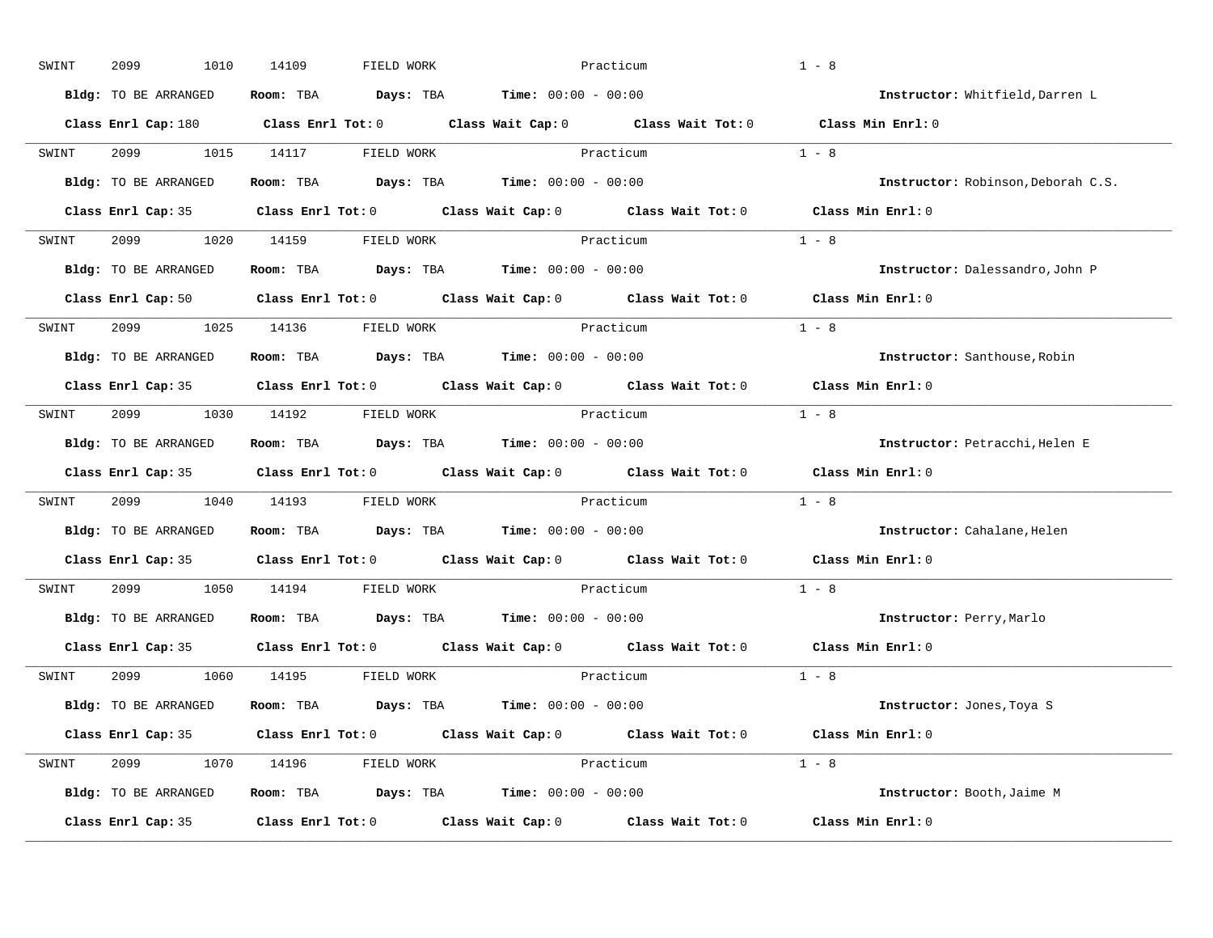SWINT 2099 1010 14109 FIELD WORK Practicum 1 - 8

**Bldg:** TO BE ARRANGED **Room:** TBA **Days:** TBA **Time:** 00:00 - 00:00 **Instructor:** Whitfield,Darren L

**Class Enrl Cap:** 180 **Class Enrl Tot:** 0 **Class Wait Cap:** 0 **Class Wait Tot:** 0 **Class Min Enrl:** 0

---

SWINT 2099 1015 14117 FIELD WORK Practicum 1 - 8

**Bldg:** TO BE ARRANGED **Room:** TBA **Days:** TBA **Time:** 00:00 - 00:00 **Instructor:** Robinson,Deborah C.S.

**Class Enrl Cap:** 35 **Class Enrl Tot:** 0 **Class Wait Cap:** 0 **Class Wait Tot:** 0 **Class Min Enrl:** 0

---

SWINT 2099 1020 14159 FIELD WORK Practicum 1 - 8

**Bldg:** TO BE ARRANGED **Room:** TBA **Days:** TBA **Time:** 00:00 - 00:00 **Instructor:** Dalessandro,John P

**Class Enrl Cap:** 50 **Class Enrl Tot:** 0 **Class Wait Cap:** 0 **Class Wait Tot:** 0 **Class Min Enrl:** 0

---

SWINT 2099 1025 14136 FIELD WORK Practicum 1 - 8

**Bldg:** TO BE ARRANGED **Room:** TBA **Days:** TBA **Time:** 00:00 - 00:00 **Instructor:** Santhouse,Robin

**Class Enrl Cap:** 35 **Class Enrl Tot:** 0 **Class Wait Cap:** 0 **Class Wait Tot:** 0 **Class Min Enrl:** 0

---

SWINT 2099 1030 14192 FIELD WORK Practicum 1 - 8

**Bldg:** TO BE ARRANGED **Room:** TBA **Days:** TBA **Time:** 00:00 - 00:00 **Instructor:** Petracchi,Helen E

**Class Enrl Cap:** 35 **Class Enrl Tot:** 0 **Class Wait Cap:** 0 **Class Wait Tot:** 0 **Class Min Enrl:** 0

---

SWINT 2099 1040 14193 FIELD WORK Practicum 1 - 8

**Bldg:** TO BE ARRANGED **Room:** TBA **Days:** TBA **Time:** 00:00 - 00:00 **Instructor:** Cahalane,Helen

**Class Enrl Cap:** 35 **Class Enrl Tot:** 0 **Class Wait Cap:** 0 **Class Wait Tot:** 0 **Class Min Enrl:** 0

---

SWINT 2099 1050 14194 FIELD WORK Practicum 1 - 8

**Bldg:** TO BE ARRANGED **Room:** TBA **Days:** TBA **Time:** 00:00 - 00:00 **Instructor:** Perry,Marlo

**Class Enrl Cap:** 35 **Class Enrl Tot:** 0 **Class Wait Cap:** 0 **Class Wait Tot:** 0 **Class Min Enrl:** 0

---

SWINT 2099 1060 14195 FIELD WORK Practicum 1 - 8

**Bldg:** TO BE ARRANGED **Room:** TBA **Days:** TBA **Time:** 00:00 - 00:00 **Instructor:** Jones,Toya S

**Class Enrl Cap:** 35 **Class Enrl Tot:** 0 **Class Wait Cap:** 0 **Class Wait Tot:** 0 **Class Min Enrl:** 0

---

SWINT 2099 1070 14196 FIELD WORK Practicum 1 - 8

**Bldg:** TO BE ARRANGED **Room:** TBA **Days:** TBA **Time:** 00:00 - 00:00 **Instructor:** Booth,Jaime M

**Class Enrl Cap:** 35 **Class Enrl Tot:** 0 **Class Wait Cap:** 0 **Class Wait Tot:** 0 **Class Min Enrl:** 0

---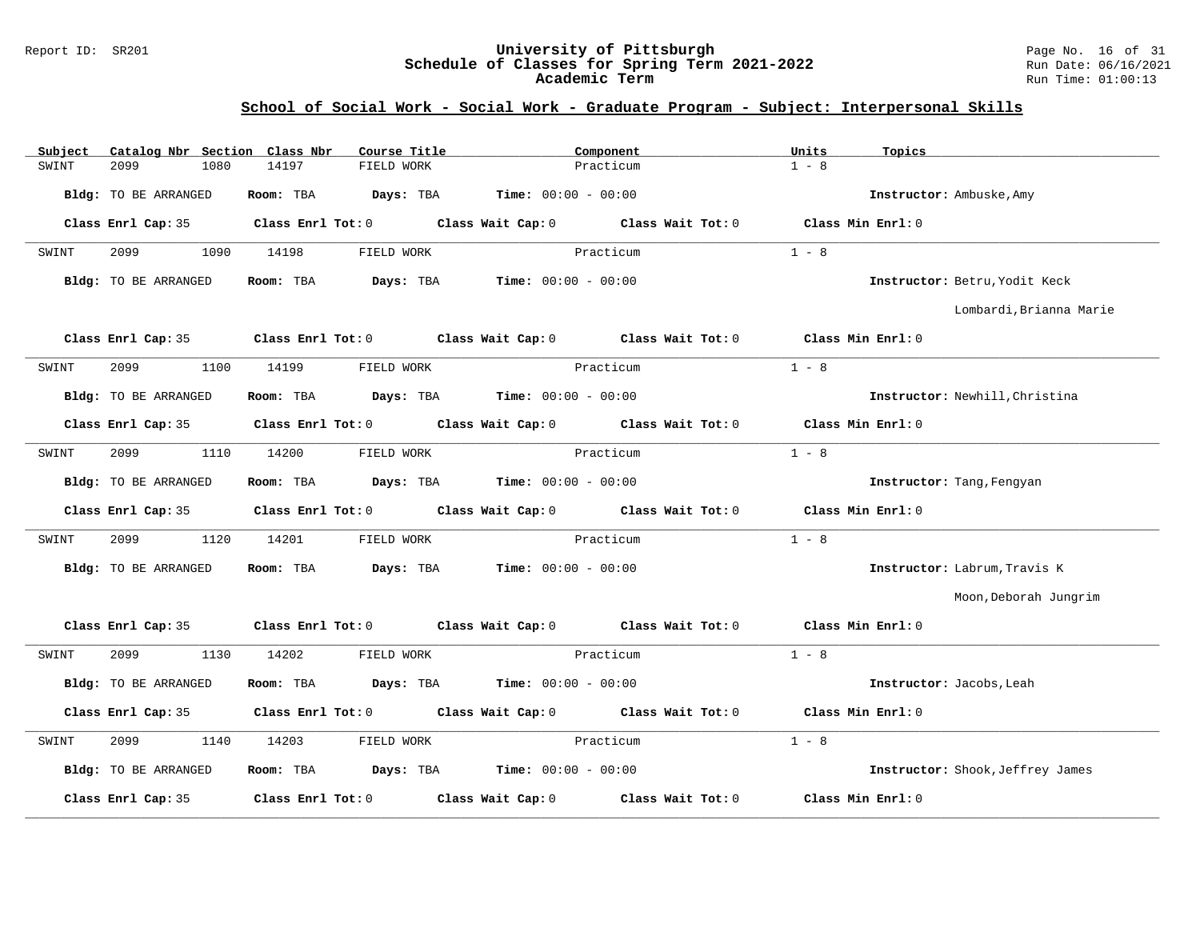## School of Social Work - Social Work - Graduate Program - Subject: Interpersonal Skills

| Subject | Catalog Nbr | Section | Class Nbr | Course Title | Component | Units | Topics |
|---|---|---|---|---|---|---|---|
| SWINT | 2099 | 1080 | 14197 | FIELD WORK | Practicum | 1 - 8 | |

**Bldg:** TO BE ARRANGED **Room:** TBA **Days:** TBA **Time:** 00:00 - 00:00 **Instructor:** Ambuske,Amy

**Class Enrl Cap:** 35 **Class Enrl Tot:** 0 **Class Wait Cap:** 0 **Class Wait Tot:** 0 **Class Min Enrl:** 0

| Subject | Catalog Nbr | Section | Class Nbr | Course Title | Component | Units | Topics |
|---|---|---|---|---|---|---|---|
| SWINT | 2099 | 1090 | 14198 | FIELD WORK | Practicum | 1 - 8 | |

**Bldg:** TO BE ARRANGED **Room:** TBA **Days:** TBA **Time:** 00:00 - 00:00 **Instructor:** Betru,Yodit Keck; Lombardi,Brianna Marie

**Class Enrl Cap:** 35 **Class Enrl Tot:** 0 **Class Wait Cap:** 0 **Class Wait Tot:** 0 **Class Min Enrl:** 0

| Subject | Catalog Nbr | Section | Class Nbr | Course Title | Component | Units | Topics |
|---|---|---|---|---|---|---|---|
| SWINT | 2099 | 1100 | 14199 | FIELD WORK | Practicum | 1 - 8 | |

**Bldg:** TO BE ARRANGED **Room:** TBA **Days:** TBA **Time:** 00:00 - 00:00 **Instructor:** Newhill,Christina

**Class Enrl Cap:** 35 **Class Enrl Tot:** 0 **Class Wait Cap:** 0 **Class Wait Tot:** 0 **Class Min Enrl:** 0

| Subject | Catalog Nbr | Section | Class Nbr | Course Title | Component | Units | Topics |
|---|---|---|---|---|---|---|---|
| SWINT | 2099 | 1110 | 14200 | FIELD WORK | Practicum | 1 - 8 | |

**Bldg:** TO BE ARRANGED **Room:** TBA **Days:** TBA **Time:** 00:00 - 00:00 **Instructor:** Tang,Fengyan

**Class Enrl Cap:** 35 **Class Enrl Tot:** 0 **Class Wait Cap:** 0 **Class Wait Tot:** 0 **Class Min Enrl:** 0

| Subject | Catalog Nbr | Section | Class Nbr | Course Title | Component | Units | Topics |
|---|---|---|---|---|---|---|---|
| SWINT | 2099 | 1120 | 14201 | FIELD WORK | Practicum | 1 - 8 | |

**Bldg:** TO BE ARRANGED **Room:** TBA **Days:** TBA **Time:** 00:00 - 00:00 **Instructor:** Labrum,Travis K; Moon,Deborah Jungrim

**Class Enrl Cap:** 35 **Class Enrl Tot:** 0 **Class Wait Cap:** 0 **Class Wait Tot:** 0 **Class Min Enrl:** 0

| Subject | Catalog Nbr | Section | Class Nbr | Course Title | Component | Units | Topics |
|---|---|---|---|---|---|---|---|
| SWINT | 2099 | 1130 | 14202 | FIELD WORK | Practicum | 1 - 8 | |

**Bldg:** TO BE ARRANGED **Room:** TBA **Days:** TBA **Time:** 00:00 - 00:00 **Instructor:** Jacobs,Leah

**Class Enrl Cap:** 35 **Class Enrl Tot:** 0 **Class Wait Cap:** 0 **Class Wait Tot:** 0 **Class Min Enrl:** 0

| Subject | Catalog Nbr | Section | Class Nbr | Course Title | Component | Units | Topics |
|---|---|---|---|---|---|---|---|
| SWINT | 2099 | 1140 | 14203 | FIELD WORK | Practicum | 1 - 8 | |

**Bldg:** TO BE ARRANGED **Room:** TBA **Days:** TBA **Time:** 00:00 - 00:00 **Instructor:** Shook,Jeffrey James

**Class Enrl Cap:** 35 **Class Enrl Tot:** 0 **Class Wait Cap:** 0 **Class Wait Tot:** 0 **Class Min Enrl:** 0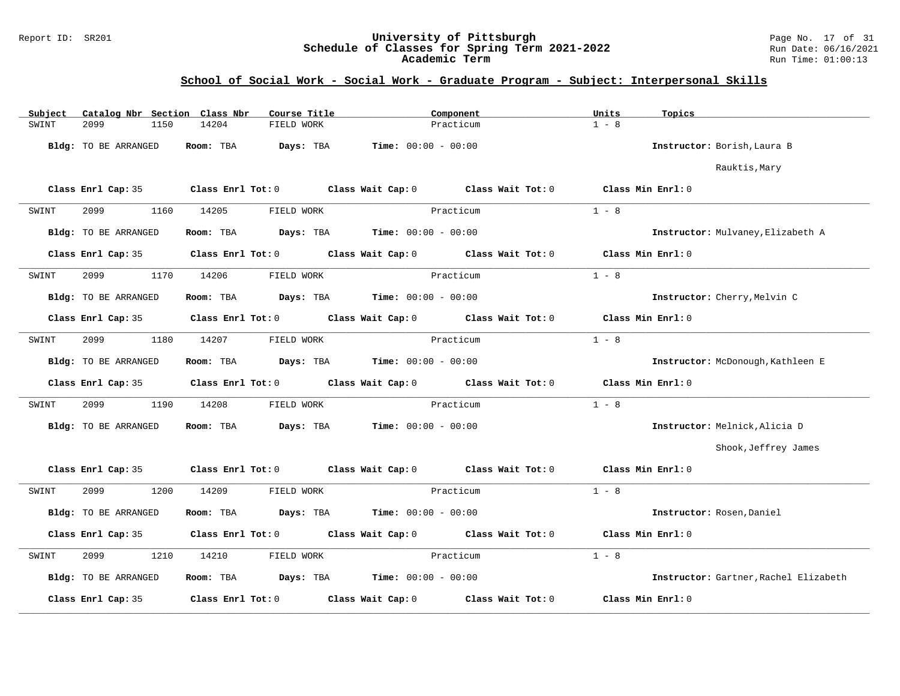## School of Social Work - Social Work - Graduate Program - Subject: Interpersonal Skills

| Subject | Catalog Nbr | Section | Class Nbr | Course Title | Component | Units | Topics |
|---|---|---|---|---|---|---|---|
| SWINT | 2099 | 1150 | 14204 | FIELD WORK | Practicum | 1 - 8 | |

**Bldg:** TO BE ARRANGED **Room:** TBA **Days:** TBA **Time:** 00:00 - 00:00 **Instructor:** Borish,Laura B; Rauktis,Mary

**Class Enrl Cap:** 35 **Class Enrl Tot:** 0 **Class Wait Cap:** 0 **Class Wait Tot:** 0 **Class Min Enrl:** 0

---

| Subject | Catalog Nbr | Section | Class Nbr | Course Title | Component | Units | Topics |
|---|---|---|---|---|---|---|---|
| SWINT | 2099 | 1160 | 14205 | FIELD WORK | Practicum | 1 - 8 | |

**Bldg:** TO BE ARRANGED **Room:** TBA **Days:** TBA **Time:** 00:00 - 00:00 **Instructor:** Mulvaney,Elizabeth A

**Class Enrl Cap:** 35 **Class Enrl Tot:** 0 **Class Wait Cap:** 0 **Class Wait Tot:** 0 **Class Min Enrl:** 0

---

| Subject | Catalog Nbr | Section | Class Nbr | Course Title | Component | Units | Topics |
|---|---|---|---|---|---|---|---|
| SWINT | 2099 | 1170 | 14206 | FIELD WORK | Practicum | 1 - 8 | |

**Bldg:** TO BE ARRANGED **Room:** TBA **Days:** TBA **Time:** 00:00 - 00:00 **Instructor:** Cherry,Melvin C

**Class Enrl Cap:** 35 **Class Enrl Tot:** 0 **Class Wait Cap:** 0 **Class Wait Tot:** 0 **Class Min Enrl:** 0

---

| Subject | Catalog Nbr | Section | Class Nbr | Course Title | Component | Units | Topics |
|---|---|---|---|---|---|---|---|
| SWINT | 2099 | 1180 | 14207 | FIELD WORK | Practicum | 1 - 8 | |

**Bldg:** TO BE ARRANGED **Room:** TBA **Days:** TBA **Time:** 00:00 - 00:00 **Instructor:** McDonough,Kathleen E

**Class Enrl Cap:** 35 **Class Enrl Tot:** 0 **Class Wait Cap:** 0 **Class Wait Tot:** 0 **Class Min Enrl:** 0

---

| Subject | Catalog Nbr | Section | Class Nbr | Course Title | Component | Units | Topics |
|---|---|---|---|---|---|---|---|
| SWINT | 2099 | 1190 | 14208 | FIELD WORK | Practicum | 1 - 8 | |

**Bldg:** TO BE ARRANGED **Room:** TBA **Days:** TBA **Time:** 00:00 - 00:00 **Instructor:** Melnick,Alicia D; Shook,Jeffrey James

**Class Enrl Cap:** 35 **Class Enrl Tot:** 0 **Class Wait Cap:** 0 **Class Wait Tot:** 0 **Class Min Enrl:** 0

---

| Subject | Catalog Nbr | Section | Class Nbr | Course Title | Component | Units | Topics |
|---|---|---|---|---|---|---|---|
| SWINT | 2099 | 1200 | 14209 | FIELD WORK | Practicum | 1 - 8 | |

**Bldg:** TO BE ARRANGED **Room:** TBA **Days:** TBA **Time:** 00:00 - 00:00 **Instructor:** Rosen,Daniel

**Class Enrl Cap:** 35 **Class Enrl Tot:** 0 **Class Wait Cap:** 0 **Class Wait Tot:** 0 **Class Min Enrl:** 0

---

| Subject | Catalog Nbr | Section | Class Nbr | Course Title | Component | Units | Topics |
|---|---|---|---|---|---|---|---|
| SWINT | 2099 | 1210 | 14210 | FIELD WORK | Practicum | 1 - 8 | |

**Bldg:** TO BE ARRANGED **Room:** TBA **Days:** TBA **Time:** 00:00 - 00:00 **Instructor:** Gartner,Rachel Elizabeth

**Class Enrl Cap:** 35 **Class Enrl Tot:** 0 **Class Wait Cap:** 0 **Class Wait Tot:** 0 **Class Min Enrl:** 0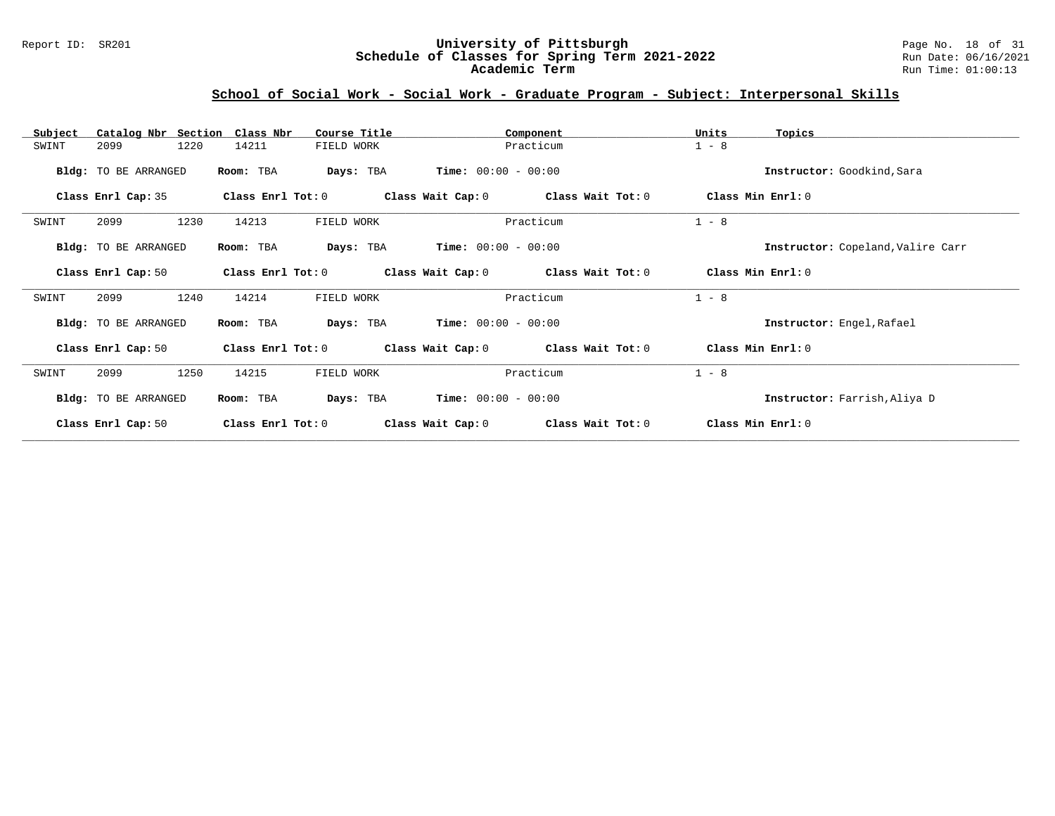## School of Social Work - Social Work - Graduate Program - Subject: Interpersonal Skills

| Subject | Catalog Nbr | Section | Class Nbr | Course Title | Component | Units | Topics |
|---|---|---|---|---|---|---|---|
| SWINT | 2099 | 1220 | 14211 | FIELD WORK | Practicum | 1 - 8 | |

**Bldg:** TO BE ARRANGED **Room:** TBA **Days:** TBA **Time:** 00:00 - 00:00 **Instructor:** Goodkind,Sara

**Class Enrl Cap:** 35 **Class Enrl Tot:** 0 **Class Wait Cap:** 0 **Class Wait Tot:** 0 **Class Min Enrl:** 0

---

| Subject | Catalog Nbr | Section | Class Nbr | Course Title | Component | Units | Topics |
|---|---|---|---|---|---|---|---|
| SWINT | 2099 | 1230 | 14213 | FIELD WORK | Practicum | 1 - 8 | |

**Bldg:** TO BE ARRANGED **Room:** TBA **Days:** TBA **Time:** 00:00 - 00:00 **Instructor:** Copeland,Valire Carr

**Class Enrl Cap:** 50 **Class Enrl Tot:** 0 **Class Wait Cap:** 0 **Class Wait Tot:** 0 **Class Min Enrl:** 0

---

| Subject | Catalog Nbr | Section | Class Nbr | Course Title | Component | Units | Topics |
|---|---|---|---|---|---|---|---|
| SWINT | 2099 | 1240 | 14214 | FIELD WORK | Practicum | 1 - 8 | |

**Bldg:** TO BE ARRANGED **Room:** TBA **Days:** TBA **Time:** 00:00 - 00:00 **Instructor:** Engel,Rafael

**Class Enrl Cap:** 50 **Class Enrl Tot:** 0 **Class Wait Cap:** 0 **Class Wait Tot:** 0 **Class Min Enrl:** 0

---

| Subject | Catalog Nbr | Section | Class Nbr | Course Title | Component | Units | Topics |
|---|---|---|---|---|---|---|---|
| SWINT | 2099 | 1250 | 14215 | FIELD WORK | Practicum | 1 - 8 | |

**Bldg:** TO BE ARRANGED **Room:** TBA **Days:** TBA **Time:** 00:00 - 00:00 **Instructor:** Farrish,Aliya D

**Class Enrl Cap:** 50 **Class Enrl Tot:** 0 **Class Wait Cap:** 0 **Class Wait Tot:** 0 **Class Min Enrl:** 0

---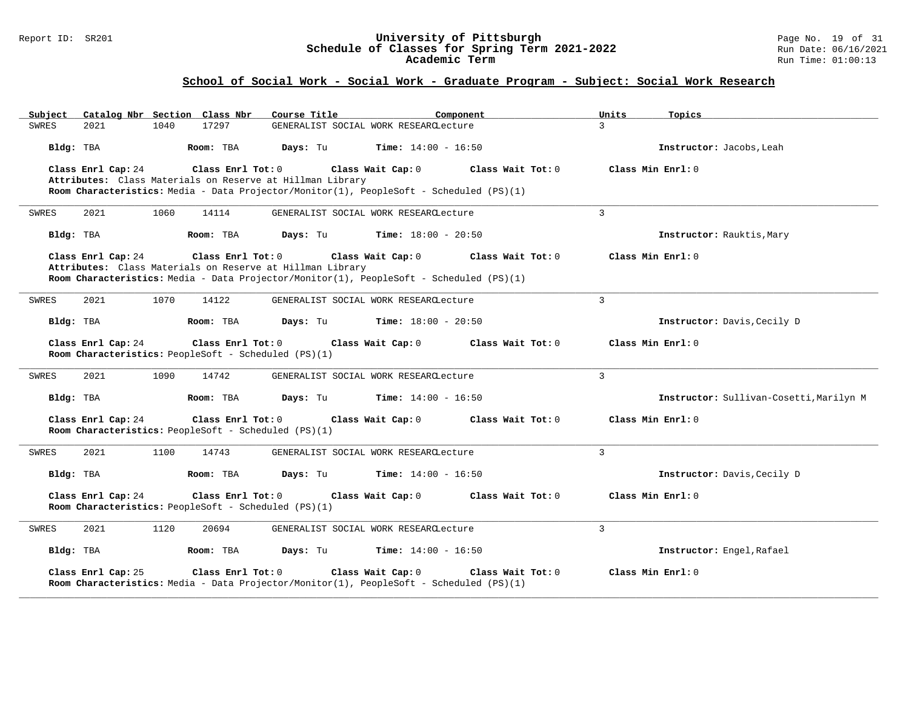## School of Social Work - Social Work - Graduate Program - Subject: Social Work Research

| Subject | Catalog Nbr | Section | Class Nbr | Course Title | Component | Units | Topics |
|---|---|---|---|---|---|---|---|
| SWRES | 2021 | 1040 | 17297 | GENERALIST SOCIAL WORK RESEARC | Lecture | 3 | |

**Bldg:** TBA **Room:** TBA **Days:** Tu **Time:** 14:00 - 16:50 **Instructor:** Jacobs,Leah

**Class Enrl Cap:** 24 **Class Enrl Tot:** 0 **Class Wait Cap:** 0 **Class Wait Tot:** 0 **Class Min Enrl:** 0

**Attributes:** Class Materials on Reserve at Hillman Library

**Room Characteristics:** Media - Data Projector/Monitor(1), PeopleSoft - Scheduled (PS)(1)

---

| Subject | Catalog Nbr | Section | Class Nbr | Course Title | Component | Units | Topics |
|---|---|---|---|---|---|---|---|
| SWRES | 2021 | 1060 | 14114 | GENERALIST SOCIAL WORK RESEARC | Lecture | 3 | |

**Bldg:** TBA **Room:** TBA **Days:** Tu **Time:** 18:00 - 20:50 **Instructor:** Rauktis,Mary

**Class Enrl Cap:** 24 **Class Enrl Tot:** 0 **Class Wait Cap:** 0 **Class Wait Tot:** 0 **Class Min Enrl:** 0

**Attributes:** Class Materials on Reserve at Hillman Library

**Room Characteristics:** Media - Data Projector/Monitor(1), PeopleSoft - Scheduled (PS)(1)

---

| Subject | Catalog Nbr | Section | Class Nbr | Course Title | Component | Units | Topics |
|---|---|---|---|---|---|---|---|
| SWRES | 2021 | 1070 | 14122 | GENERALIST SOCIAL WORK RESEARC | Lecture | 3 | |

**Bldg:** TBA **Room:** TBA **Days:** Tu **Time:** 18:00 - 20:50 **Instructor:** Davis,Cecily D

**Class Enrl Cap:** 24 **Class Enrl Tot:** 0 **Class Wait Cap:** 0 **Class Wait Tot:** 0 **Class Min Enrl:** 0

**Room Characteristics:** PeopleSoft - Scheduled (PS)(1)

---

| Subject | Catalog Nbr | Section | Class Nbr | Course Title | Component | Units | Topics |
|---|---|---|---|---|---|---|---|
| SWRES | 2021 | 1090 | 14742 | GENERALIST SOCIAL WORK RESEARC | Lecture | 3 | |

**Bldg:** TBA **Room:** TBA **Days:** Tu **Time:** 14:00 - 16:50 **Instructor:** Sullivan-Cosetti,Marilyn M

**Class Enrl Cap:** 24 **Class Enrl Tot:** 0 **Class Wait Cap:** 0 **Class Wait Tot:** 0 **Class Min Enrl:** 0

**Room Characteristics:** PeopleSoft - Scheduled (PS)(1)

---

| Subject | Catalog Nbr | Section | Class Nbr | Course Title | Component | Units | Topics |
|---|---|---|---|---|---|---|---|
| SWRES | 2021 | 1100 | 14743 | GENERALIST SOCIAL WORK RESEARC | Lecture | 3 | |

**Bldg:** TBA **Room:** TBA **Days:** Tu **Time:** 14:00 - 16:50 **Instructor:** Davis,Cecily D

**Class Enrl Cap:** 24 **Class Enrl Tot:** 0 **Class Wait Cap:** 0 **Class Wait Tot:** 0 **Class Min Enrl:** 0

**Room Characteristics:** PeopleSoft - Scheduled (PS)(1)

---

| Subject | Catalog Nbr | Section | Class Nbr | Course Title | Component | Units | Topics |
|---|---|---|---|---|---|---|---|
| SWRES | 2021 | 1120 | 20694 | GENERALIST SOCIAL WORK RESEARC | Lecture | 3 | |

**Bldg:** TBA **Room:** TBA **Days:** Tu **Time:** 14:00 - 16:50 **Instructor:** Engel,Rafael

**Class Enrl Cap:** 25 **Class Enrl Tot:** 0 **Class Wait Cap:** 0 **Class Wait Tot:** 0 **Class Min Enrl:** 0

**Room Characteristics:** Media - Data Projector/Monitor(1), PeopleSoft - Scheduled (PS)(1)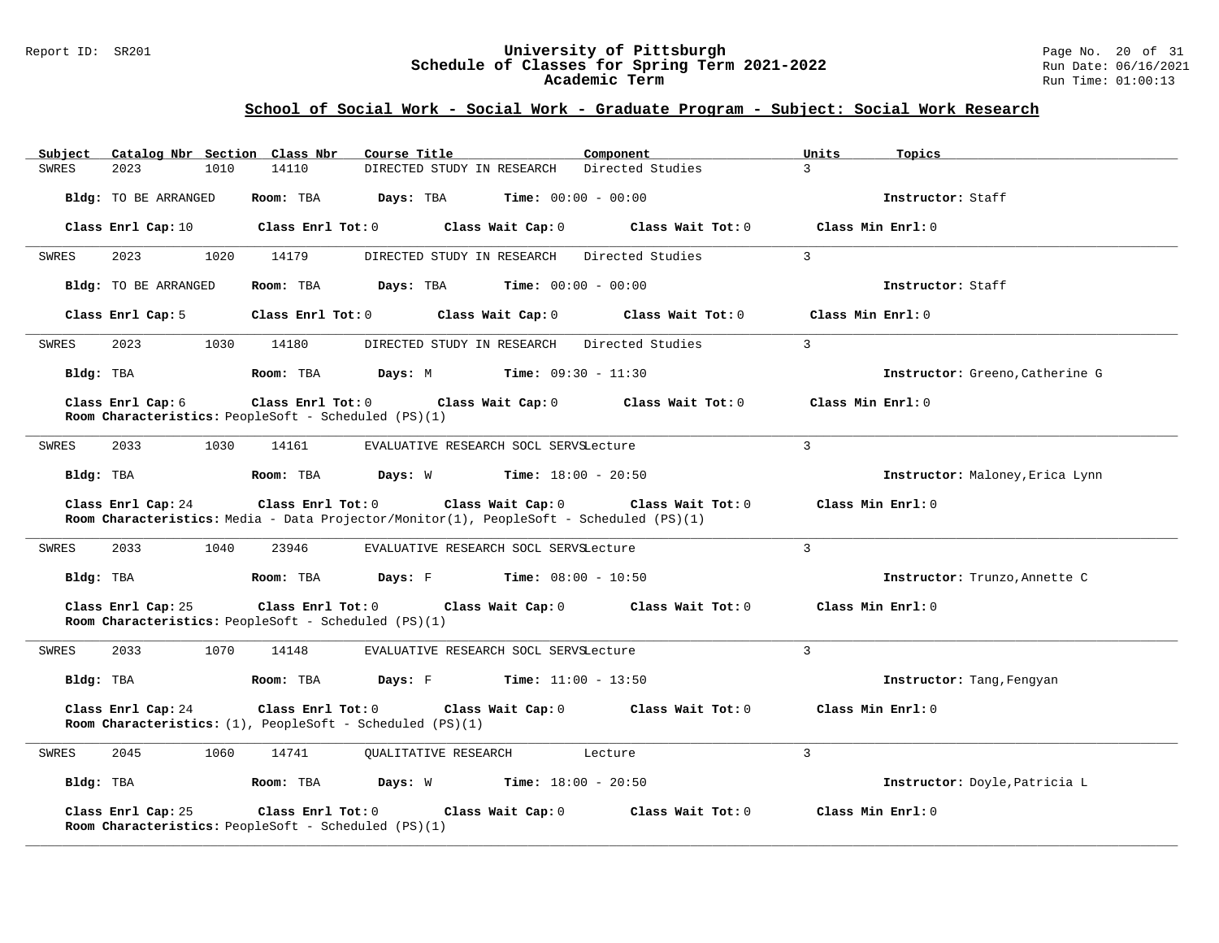## School of Social Work - Social Work - Graduate Program - Subject: Social Work Research

| Subject | Catalog Nbr | Section | Class Nbr | Course Title | Component | Units | Topics |
|---|---|---|---|---|---|---|---|
| SWRES | 2023 | 1010 | 14110 | DIRECTED STUDY IN RESEARCH | Directed Studies | 3 | |

**Bldg:** TO BE ARRANGED **Room:** TBA **Days:** TBA **Time:** 00:00 - 00:00 **Instructor:** Staff

**Class Enrl Cap:** 10 **Class Enrl Tot:** 0 **Class Wait Cap:** 0 **Class Wait Tot:** 0 **Class Min Enrl:** 0

---

| Subject | Catalog Nbr | Section | Class Nbr | Course Title | Component | Units | Topics |
|---|---|---|---|---|---|---|---|
| SWRES | 2023 | 1020 | 14179 | DIRECTED STUDY IN RESEARCH | Directed Studies | 3 | |

**Bldg:** TO BE ARRANGED **Room:** TBA **Days:** TBA **Time:** 00:00 - 00:00 **Instructor:** Staff

**Class Enrl Cap:** 5 **Class Enrl Tot:** 0 **Class Wait Cap:** 0 **Class Wait Tot:** 0 **Class Min Enrl:** 0

---

| Subject | Catalog Nbr | Section | Class Nbr | Course Title | Component | Units | Topics |
|---|---|---|---|---|---|---|---|
| SWRES | 2023 | 1030 | 14180 | DIRECTED STUDY IN RESEARCH | Directed Studies | 3 | |

**Bldg:** TBA **Room:** TBA **Days:** M **Time:** 09:30 - 11:30 **Instructor:** Greeno,Catherine G

**Class Enrl Cap:** 6 **Class Enrl Tot:** 0 **Class Wait Cap:** 0 **Class Wait Tot:** 0 **Class Min Enrl:** 0
**Room Characteristics:** PeopleSoft - Scheduled (PS)(1)

---

| Subject | Catalog Nbr | Section | Class Nbr | Course Title | Component | Units | Topics |
|---|---|---|---|---|---|---|---|
| SWRES | 2033 | 1030 | 14161 | EVALUATIVE RESEARCH SOCL SERVS | Lecture | 3 | |

**Bldg:** TBA **Room:** TBA **Days:** W **Time:** 18:00 - 20:50 **Instructor:** Maloney,Erica Lynn

**Class Enrl Cap:** 24 **Class Enrl Tot:** 0 **Class Wait Cap:** 0 **Class Wait Tot:** 0 **Class Min Enrl:** 0
**Room Characteristics:** Media - Data Projector/Monitor(1), PeopleSoft - Scheduled (PS)(1)

---

| Subject | Catalog Nbr | Section | Class Nbr | Course Title | Component | Units | Topics |
|---|---|---|---|---|---|---|---|
| SWRES | 2033 | 1040 | 23946 | EVALUATIVE RESEARCH SOCL SERVS | Lecture | 3 | |

**Bldg:** TBA **Room:** TBA **Days:** F **Time:** 08:00 - 10:50 **Instructor:** Trunzo,Annette C

**Class Enrl Cap:** 25 **Class Enrl Tot:** 0 **Class Wait Cap:** 0 **Class Wait Tot:** 0 **Class Min Enrl:** 0
**Room Characteristics:** PeopleSoft - Scheduled (PS)(1)

---

| Subject | Catalog Nbr | Section | Class Nbr | Course Title | Component | Units | Topics |
|---|---|---|---|---|---|---|---|
| SWRES | 2033 | 1070 | 14148 | EVALUATIVE RESEARCH SOCL SERVS | Lecture | 3 | |

**Bldg:** TBA **Room:** TBA **Days:** F **Time:** 11:00 - 13:50 **Instructor:** Tang,Fengyan

**Class Enrl Cap:** 24 **Class Enrl Tot:** 0 **Class Wait Cap:** 0 **Class Wait Tot:** 0 **Class Min Enrl:** 0
**Room Characteristics:** (1), PeopleSoft - Scheduled (PS)(1)

---

| Subject | Catalog Nbr | Section | Class Nbr | Course Title | Component | Units | Topics |
|---|---|---|---|---|---|---|---|
| SWRES | 2045 | 1060 | 14741 | QUALITATIVE RESEARCH | Lecture | 3 | |

**Bldg:** TBA **Room:** TBA **Days:** W **Time:** 18:00 - 20:50 **Instructor:** Doyle,Patricia L

**Class Enrl Cap:** 25 **Class Enrl Tot:** 0 **Class Wait Cap:** 0 **Class Wait Tot:** 0 **Class Min Enrl:** 0
**Room Characteristics:** PeopleSoft - Scheduled (PS)(1)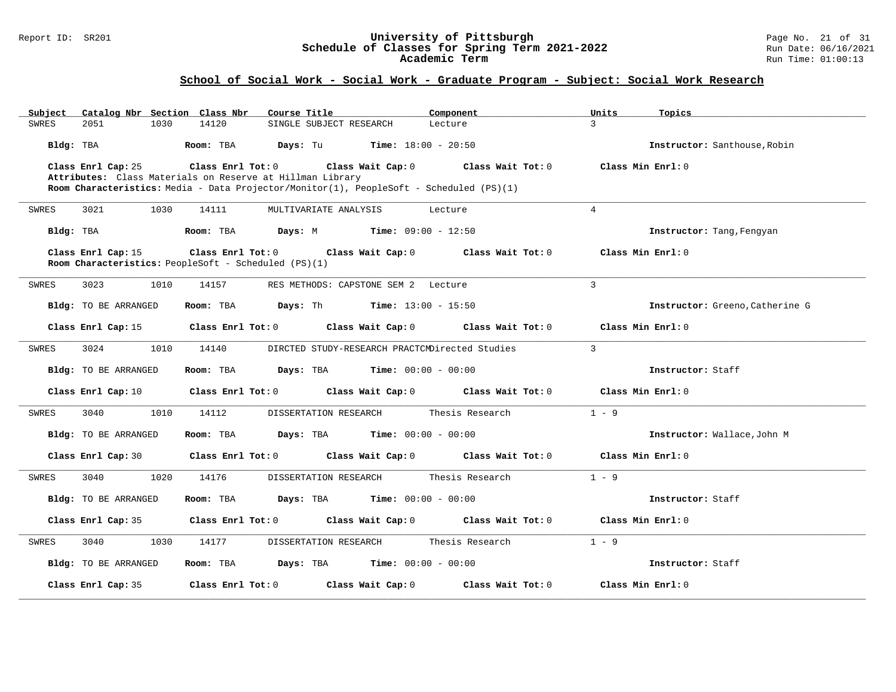## School of Social Work - Social Work - Graduate Program - Subject: Social Work Research

| Subject | Catalog Nbr | Section | Class Nbr | Course Title | Component | Units | Topics |
|---|---|---|---|---|---|---|---|
| SWRES | 2051 | 1030 | 14120 | SINGLE SUBJECT RESEARCH | Lecture | 3 | |

**Bldg:** TBA **Room:** TBA **Days:** Tu **Time:** 18:00 - 20:50 **Instructor:** Santhouse,Robin

**Class Enrl Cap:** 25 **Class Enrl Tot:** 0 **Class Wait Cap:** 0 **Class Wait Tot:** 0 **Class Min Enrl:** 0

**Attributes:** Class Materials on Reserve at Hillman Library

**Room Characteristics:** Media - Data Projector/Monitor(1), PeopleSoft - Scheduled (PS)(1)

---

| Subject | Catalog Nbr | Section | Class Nbr | Course Title | Component | Units | Topics |
|---|---|---|---|---|---|---|---|
| SWRES | 3021 | 1030 | 14111 | MULTIVARIATE ANALYSIS | Lecture | 4 | |

**Bldg:** TBA **Room:** TBA **Days:** M **Time:** 09:00 - 12:50 **Instructor:** Tang,Fengyan

**Class Enrl Cap:** 15 **Class Enrl Tot:** 0 **Class Wait Cap:** 0 **Class Wait Tot:** 0 **Class Min Enrl:** 0

**Room Characteristics:** PeopleSoft - Scheduled (PS)(1)

---

| Subject | Catalog Nbr | Section | Class Nbr | Course Title | Component | Units | Topics |
|---|---|---|---|---|---|---|---|
| SWRES | 3023 | 1010 | 14157 | RES METHODS: CAPSTONE SEM 2 | Lecture | 3 | |

**Bldg:** TO BE ARRANGED **Room:** TBA **Days:** Th **Time:** 13:00 - 15:50 **Instructor:** Greeno,Catherine G

**Class Enrl Cap:** 15 **Class Enrl Tot:** 0 **Class Wait Cap:** 0 **Class Wait Tot:** 0 **Class Min Enrl:** 0

---

| Subject | Catalog Nbr | Section | Class Nbr | Course Title | Component | Units | Topics |
|---|---|---|---|---|---|---|---|
| SWRES | 3024 | 1010 | 14140 | DIRCTED STUDY-RESEARCH PRACTCM | Directed Studies | 3 | |

**Bldg:** TO BE ARRANGED **Room:** TBA **Days:** TBA **Time:** 00:00 - 00:00 **Instructor:** Staff

**Class Enrl Cap:** 10 **Class Enrl Tot:** 0 **Class Wait Cap:** 0 **Class Wait Tot:** 0 **Class Min Enrl:** 0

---

| Subject | Catalog Nbr | Section | Class Nbr | Course Title | Component | Units | Topics |
|---|---|---|---|---|---|---|---|
| SWRES | 3040 | 1010 | 14112 | DISSERTATION RESEARCH | Thesis Research | 1 - 9 | |

**Bldg:** TO BE ARRANGED **Room:** TBA **Days:** TBA **Time:** 00:00 - 00:00 **Instructor:** Wallace,John M

**Class Enrl Cap:** 30 **Class Enrl Tot:** 0 **Class Wait Cap:** 0 **Class Wait Tot:** 0 **Class Min Enrl:** 0

---

| Subject | Catalog Nbr | Section | Class Nbr | Course Title | Component | Units | Topics |
|---|---|---|---|---|---|---|---|
| SWRES | 3040 | 1020 | 14176 | DISSERTATION RESEARCH | Thesis Research | 1 - 9 | |

**Bldg:** TO BE ARRANGED **Room:** TBA **Days:** TBA **Time:** 00:00 - 00:00 **Instructor:** Staff

**Class Enrl Cap:** 35 **Class Enrl Tot:** 0 **Class Wait Cap:** 0 **Class Wait Tot:** 0 **Class Min Enrl:** 0

---

| Subject | Catalog Nbr | Section | Class Nbr | Course Title | Component | Units | Topics |
|---|---|---|---|---|---|---|---|
| SWRES | 3040 | 1030 | 14177 | DISSERTATION RESEARCH | Thesis Research | 1 - 9 | |

**Bldg:** TO BE ARRANGED **Room:** TBA **Days:** TBA **Time:** 00:00 - 00:00 **Instructor:** Staff

**Class Enrl Cap:** 35 **Class Enrl Tot:** 0 **Class Wait Cap:** 0 **Class Wait Tot:** 0 **Class Min Enrl:** 0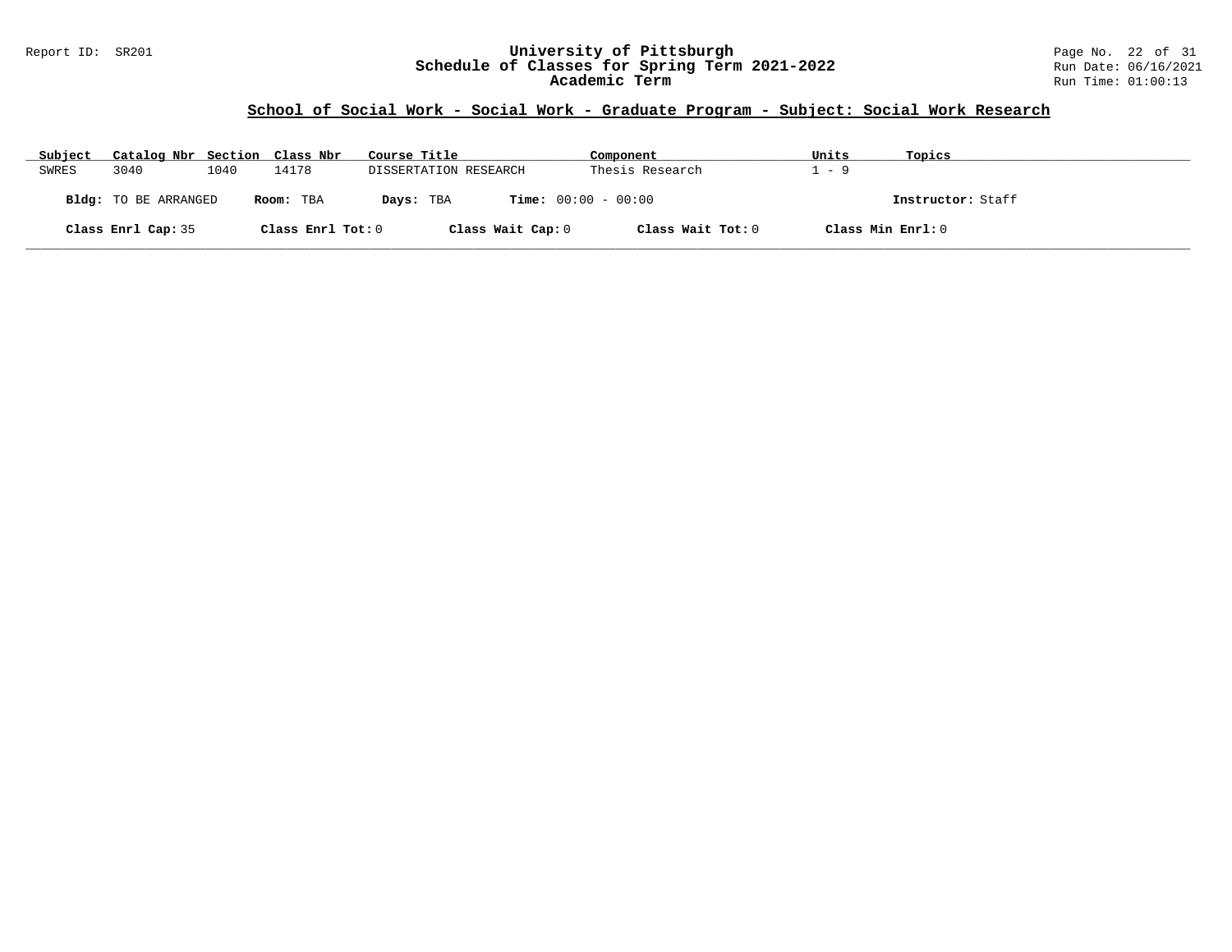## School of Social Work - Social Work - Graduate Program - Subject: Social Work Research

| Subject | Catalog Nbr | Section | Class Nbr | Course Title | Component | Units | Topics |
|---|---|---|---|---|---|---|---|
| SWRES | 3040 | 1040 | 14178 | DISSERTATION RESEARCH | Thesis Research | 1 - 9 | |

**Bldg:** TO BE ARRANGED **Room:** TBA **Days:** TBA **Time:** 00:00 - 00:00 **Instructor:** Staff

**Class Enrl Cap:** 35 **Class Enrl Tot:** 0 **Class Wait Cap:** 0 **Class Wait Tot:** 0 **Class Min Enrl:** 0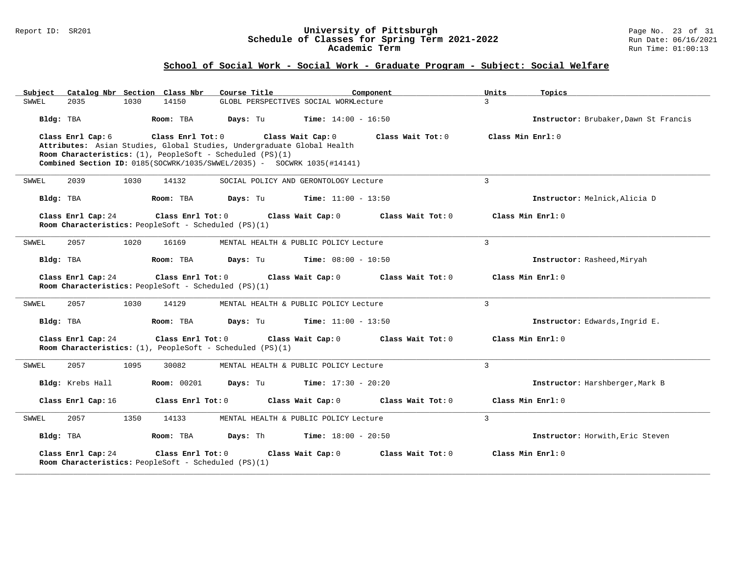## School of Social Work - Social Work - Graduate Program - Subject: Social Welfare

| Subject | Catalog Nbr | Section | Class Nbr | Course Title | Component | Units | Topics |
|---|---|---|---|---|---|---|---|
| SWWEL | 2035 | 1030 | 14150 | GLOBL PERSPECTIVES SOCIAL WORK | Lecture | 3 | |

**Bldg:** TBA **Room:** TBA **Days:** Tu **Time:** 14:00 - 16:50 **Instructor:** Brubaker,Dawn St Francis

**Class Enrl Cap:** 6 **Class Enrl Tot:** 0 **Class Wait Cap:** 0 **Class Wait Tot:** 0 **Class Min Enrl:** 0
**Attributes:** Asian Studies, Global Studies, Undergraduate Global Health
**Room Characteristics:** (1), PeopleSoft - Scheduled (PS)(1)
**Combined Section ID:** 0185(SOCWRK/1035/SWWEL/2035) - SOCWRK 1035(#14141)

---

| Subject | Catalog Nbr | Section | Class Nbr | Course Title | Component | Units | Topics |
|---|---|---|---|---|---|---|---|
| SWWEL | 2039 | 1030 | 14132 | SOCIAL POLICY AND GERONTOLOGY | Lecture | 3 | |

**Bldg:** TBA **Room:** TBA **Days:** Tu **Time:** 11:00 - 13:50 **Instructor:** Melnick,Alicia D

**Class Enrl Cap:** 24 **Class Enrl Tot:** 0 **Class Wait Cap:** 0 **Class Wait Tot:** 0 **Class Min Enrl:** 0
**Room Characteristics:** PeopleSoft - Scheduled (PS)(1)

---

| Subject | Catalog Nbr | Section | Class Nbr | Course Title | Component | Units | Topics |
|---|---|---|---|---|---|---|---|
| SWWEL | 2057 | 1020 | 16169 | MENTAL HEALTH & PUBLIC POLICY | Lecture | 3 | |

**Bldg:** TBA **Room:** TBA **Days:** Tu **Time:** 08:00 - 10:50 **Instructor:** Rasheed,Miryah

**Class Enrl Cap:** 24 **Class Enrl Tot:** 0 **Class Wait Cap:** 0 **Class Wait Tot:** 0 **Class Min Enrl:** 0
**Room Characteristics:** PeopleSoft - Scheduled (PS)(1)

---

| Subject | Catalog Nbr | Section | Class Nbr | Course Title | Component | Units | Topics |
|---|---|---|---|---|---|---|---|
| SWWEL | 2057 | 1030 | 14129 | MENTAL HEALTH & PUBLIC POLICY | Lecture | 3 | |

**Bldg:** TBA **Room:** TBA **Days:** Tu **Time:** 11:00 - 13:50 **Instructor:** Edwards,Ingrid E.

**Class Enrl Cap:** 24 **Class Enrl Tot:** 0 **Class Wait Cap:** 0 **Class Wait Tot:** 0 **Class Min Enrl:** 0
**Room Characteristics:** (1), PeopleSoft - Scheduled (PS)(1)

---

| Subject | Catalog Nbr | Section | Class Nbr | Course Title | Component | Units | Topics |
|---|---|---|---|---|---|---|---|
| SWWEL | 2057 | 1095 | 30082 | MENTAL HEALTH & PUBLIC POLICY | Lecture | 3 | |

**Bldg:** Krebs Hall **Room:** 00201 **Days:** Tu **Time:** 17:30 - 20:20 **Instructor:** Harshberger,Mark B

**Class Enrl Cap:** 16 **Class Enrl Tot:** 0 **Class Wait Cap:** 0 **Class Wait Tot:** 0 **Class Min Enrl:** 0

---

| Subject | Catalog Nbr | Section | Class Nbr | Course Title | Component | Units | Topics |
|---|---|---|---|---|---|---|---|
| SWWEL | 2057 | 1350 | 14133 | MENTAL HEALTH & PUBLIC POLICY | Lecture | 3 | |

**Bldg:** TBA **Room:** TBA **Days:** Th **Time:** 18:00 - 20:50 **Instructor:** Horwith,Eric Steven

**Class Enrl Cap:** 24 **Class Enrl Tot:** 0 **Class Wait Cap:** 0 **Class Wait Tot:** 0 **Class Min Enrl:** 0
**Room Characteristics:** PeopleSoft - Scheduled (PS)(1)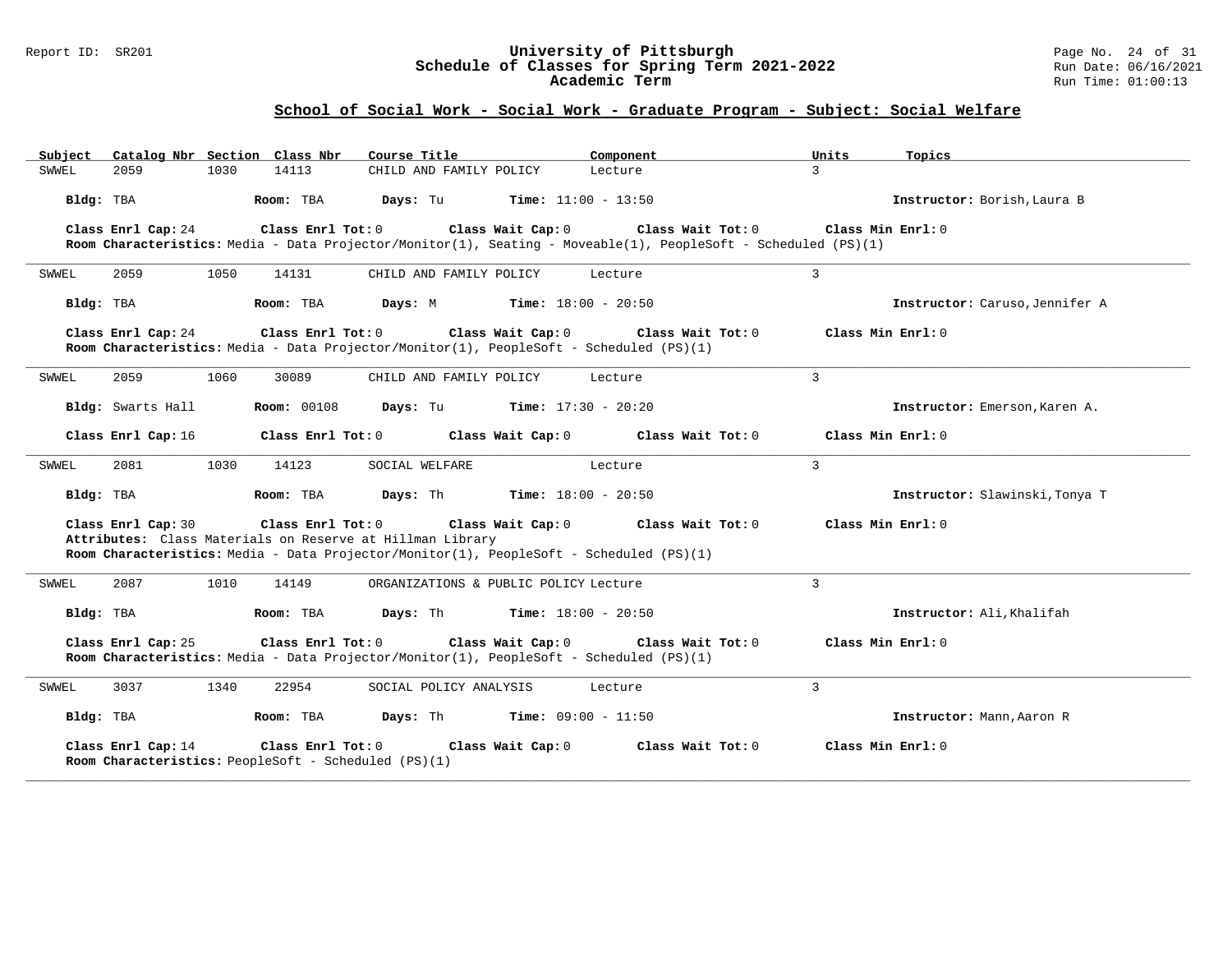## School of Social Work - Social Work - Graduate Program - Subject: Social Welfare

| Subject | Catalog Nbr | Section | Class Nbr | Course Title | Component | Units | Topics |
|---|---|---|---|---|---|---|---|
| SWWEL | 2059 | 1030 | 14113 | CHILD AND FAMILY POLICY | Lecture | 3 | |

**Bldg:** TBA **Room:** TBA **Days:** Tu **Time:** 11:00 - 13:50 **Instructor:** Borish,Laura B

**Class Enrl Cap:** 24 **Class Enrl Tot:** 0 **Class Wait Cap:** 0 **Class Wait Tot:** 0 **Class Min Enrl:** 0
**Room Characteristics:** Media - Data Projector/Monitor(1), Seating - Moveable(1), PeopleSoft - Scheduled (PS)(1)

---

| Subject | Catalog Nbr | Section | Class Nbr | Course Title | Component | Units | Topics |
|---|---|---|---|---|---|---|---|
| SWWEL | 2059 | 1050 | 14131 | CHILD AND FAMILY POLICY | Lecture | 3 | |

**Bldg:** TBA **Room:** TBA **Days:** M **Time:** 18:00 - 20:50 **Instructor:** Caruso,Jennifer A

**Class Enrl Cap:** 24 **Class Enrl Tot:** 0 **Class Wait Cap:** 0 **Class Wait Tot:** 0 **Class Min Enrl:** 0
**Room Characteristics:** Media - Data Projector/Monitor(1), PeopleSoft - Scheduled (PS)(1)

---

| Subject | Catalog Nbr | Section | Class Nbr | Course Title | Component | Units | Topics |
|---|---|---|---|---|---|---|---|
| SWWEL | 2059 | 1060 | 30089 | CHILD AND FAMILY POLICY | Lecture | 3 | |

**Bldg:** Swarts Hall **Room:** 00108 **Days:** Tu **Time:** 17:30 - 20:20 **Instructor:** Emerson,Karen A.

**Class Enrl Cap:** 16 **Class Enrl Tot:** 0 **Class Wait Cap:** 0 **Class Wait Tot:** 0 **Class Min Enrl:** 0

---

| Subject | Catalog Nbr | Section | Class Nbr | Course Title | Component | Units | Topics |
|---|---|---|---|---|---|---|---|
| SWWEL | 2081 | 1030 | 14123 | SOCIAL WELFARE | Lecture | 3 | |

**Bldg:** TBA **Room:** TBA **Days:** Th **Time:** 18:00 - 20:50 **Instructor:** Slawinski,Tonya T

**Class Enrl Cap:** 30 **Class Enrl Tot:** 0 **Class Wait Cap:** 0 **Class Wait Tot:** 0 **Class Min Enrl:** 0
**Attributes:** Class Materials on Reserve at Hillman Library
**Room Characteristics:** Media - Data Projector/Monitor(1), PeopleSoft - Scheduled (PS)(1)

---

| Subject | Catalog Nbr | Section | Class Nbr | Course Title | Component | Units | Topics |
|---|---|---|---|---|---|---|---|
| SWWEL | 2087 | 1010 | 14149 | ORGANIZATIONS & PUBLIC POLICY | Lecture | 3 | |

**Bldg:** TBA **Room:** TBA **Days:** Th **Time:** 18:00 - 20:50 **Instructor:** Ali,Khalifah

**Class Enrl Cap:** 25 **Class Enrl Tot:** 0 **Class Wait Cap:** 0 **Class Wait Tot:** 0 **Class Min Enrl:** 0
**Room Characteristics:** Media - Data Projector/Monitor(1), PeopleSoft - Scheduled (PS)(1)

---

| Subject | Catalog Nbr | Section | Class Nbr | Course Title | Component | Units | Topics |
|---|---|---|---|---|---|---|---|
| SWWEL | 3037 | 1340 | 22954 | SOCIAL POLICY ANALYSIS | Lecture | 3 | |

**Bldg:** TBA **Room:** TBA **Days:** Th **Time:** 09:00 - 11:50 **Instructor:** Mann,Aaron R

**Class Enrl Cap:** 14 **Class Enrl Tot:** 0 **Class Wait Cap:** 0 **Class Wait Tot:** 0 **Class Min Enrl:** 0
**Room Characteristics:** PeopleSoft - Scheduled (PS)(1)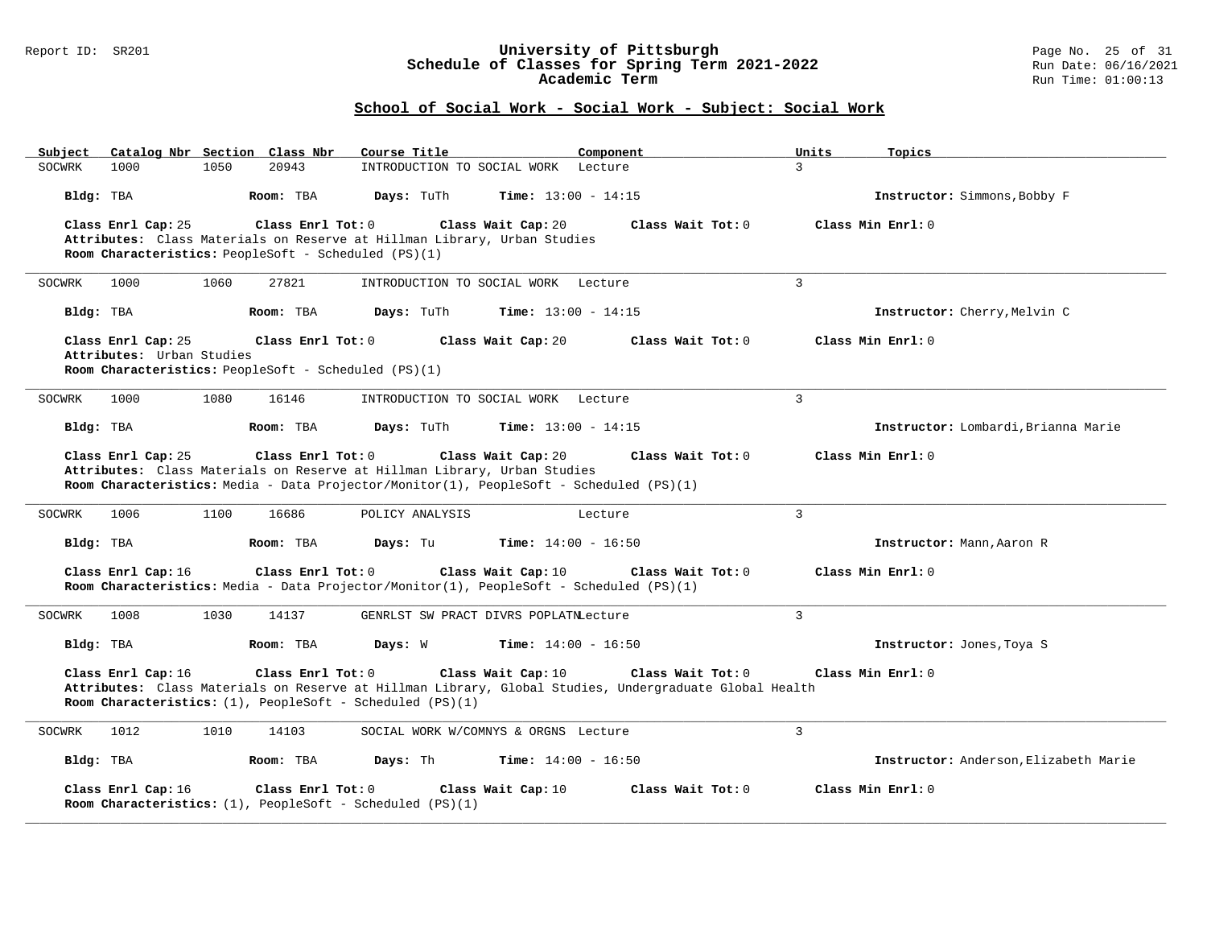## School of Social Work - Social Work - Subject: Social Work

| Subject | Catalog Nbr | Section | Class Nbr | Course Title | Component | Units | Topics |
|---|---|---|---|---|---|---|---|
| SOCWRK | 1000 | 1050 | 20943 | INTRODUCTION TO SOCIAL WORK | Lecture | 3 | |

**Bldg:** TBA **Room:** TBA **Days:** TuTh **Time:** 13:00 - 14:15 **Instructor:** Simmons,Bobby F

**Class Enrl Cap:** 25 **Class Enrl Tot:** 0 **Class Wait Cap:** 20 **Class Wait Tot:** 0 **Class Min Enrl:** 0

**Attributes:** Class Materials on Reserve at Hillman Library, Urban Studies

**Room Characteristics:** PeopleSoft - Scheduled (PS)(1)

---

| Subject | Catalog Nbr | Section | Class Nbr | Course Title | Component | Units | Topics |
|---|---|---|---|---|---|---|---|
| SOCWRK | 1000 | 1060 | 27821 | INTRODUCTION TO SOCIAL WORK | Lecture | 3 | |

**Bldg:** TBA **Room:** TBA **Days:** TuTh **Time:** 13:00 - 14:15 **Instructor:** Cherry,Melvin C

**Class Enrl Cap:** 25 **Class Enrl Tot:** 0 **Class Wait Cap:** 20 **Class Wait Tot:** 0 **Class Min Enrl:** 0

**Attributes:** Urban Studies

**Room Characteristics:** PeopleSoft - Scheduled (PS)(1)

---

| Subject | Catalog Nbr | Section | Class Nbr | Course Title | Component | Units | Topics |
|---|---|---|---|---|---|---|---|
| SOCWRK | 1000 | 1080 | 16146 | INTRODUCTION TO SOCIAL WORK | Lecture | 3 | |

**Bldg:** TBA **Room:** TBA **Days:** TuTh **Time:** 13:00 - 14:15 **Instructor:** Lombardi,Brianna Marie

**Class Enrl Cap:** 25 **Class Enrl Tot:** 0 **Class Wait Cap:** 20 **Class Wait Tot:** 0 **Class Min Enrl:** 0

**Attributes:** Class Materials on Reserve at Hillman Library, Urban Studies

**Room Characteristics:** Media - Data Projector/Monitor(1), PeopleSoft - Scheduled (PS)(1)

---

| Subject | Catalog Nbr | Section | Class Nbr | Course Title | Component | Units | Topics |
|---|---|---|---|---|---|---|---|
| SOCWRK | 1006 | 1100 | 16686 | POLICY ANALYSIS | Lecture | 3 | |

**Bldg:** TBA **Room:** TBA **Days:** Tu **Time:** 14:00 - 16:50 **Instructor:** Mann,Aaron R

**Class Enrl Cap:** 16 **Class Enrl Tot:** 0 **Class Wait Cap:** 10 **Class Wait Tot:** 0 **Class Min Enrl:** 0

**Room Characteristics:** Media - Data Projector/Monitor(1), PeopleSoft - Scheduled (PS)(1)

---

| Subject | Catalog Nbr | Section | Class Nbr | Course Title | Component | Units | Topics |
|---|---|---|---|---|---|---|---|
| SOCWRK | 1008 | 1030 | 14137 | GENRLST SW PRACT DIVRS POPLATN | Lecture | 3 | |

**Bldg:** TBA **Room:** TBA **Days:** W **Time:** 14:00 - 16:50 **Instructor:** Jones,Toya S

**Class Enrl Cap:** 16 **Class Enrl Tot:** 0 **Class Wait Cap:** 10 **Class Wait Tot:** 0 **Class Min Enrl:** 0

**Attributes:** Class Materials on Reserve at Hillman Library, Global Studies, Undergraduate Global Health

**Room Characteristics:** (1), PeopleSoft - Scheduled (PS)(1)

---

| Subject | Catalog Nbr | Section | Class Nbr | Course Title | Component | Units | Topics |
|---|---|---|---|---|---|---|---|
| SOCWRK | 1012 | 1010 | 14103 | SOCIAL WORK W/COMNYS & ORGNS | Lecture | 3 | |

**Bldg:** TBA **Room:** TBA **Days:** Th **Time:** 14:00 - 16:50 **Instructor:** Anderson,Elizabeth Marie

**Class Enrl Cap:** 16 **Class Enrl Tot:** 0 **Class Wait Cap:** 10 **Class Wait Tot:** 0 **Class Min Enrl:** 0

**Room Characteristics:** (1), PeopleSoft - Scheduled (PS)(1)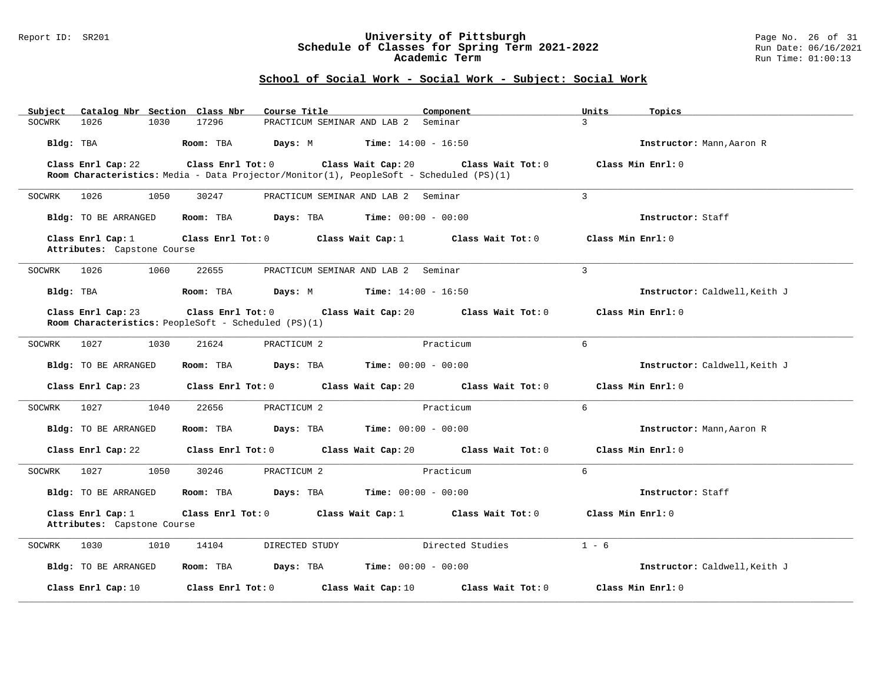## School of Social Work - Social Work - Subject: Social Work

| Subject | Catalog Nbr | Section | Class Nbr | Course Title | Component | Units | Topics |
| --- | --- | --- | --- | --- | --- | --- | --- |
| SOCWRK | 1026 | 1030 | 17296 | PRACTICUM SEMINAR AND LAB 2 | Seminar | 3 | |

**Bldg:** TBA **Room:** TBA **Days:** M **Time:** 14:00 - 16:50 **Instructor:** Mann,Aaron R

**Class Enrl Cap:** 22 **Class Enrl Tot:** 0 **Class Wait Cap:** 20 **Class Wait Tot:** 0 **Class Min Enrl:** 0

**Room Characteristics:** Media - Data Projector/Monitor(1), PeopleSoft - Scheduled (PS)(1)

---

| Subject | Catalog Nbr | Section | Class Nbr | Course Title | Component | Units | Topics |
| --- | --- | --- | --- | --- | --- | --- | --- |
| SOCWRK | 1026 | 1050 | 30247 | PRACTICUM SEMINAR AND LAB 2 | Seminar | 3 | |

**Bldg:** TO BE ARRANGED **Room:** TBA **Days:** TBA **Time:** 00:00 - 00:00 **Instructor:** Staff

**Class Enrl Cap:** 1 **Class Enrl Tot:** 0 **Class Wait Cap:** 1 **Class Wait Tot:** 0 **Class Min Enrl:** 0

**Attributes:** Capstone Course

---

| Subject | Catalog Nbr | Section | Class Nbr | Course Title | Component | Units | Topics |
| --- | --- | --- | --- | --- | --- | --- | --- |
| SOCWRK | 1026 | 1060 | 22655 | PRACTICUM SEMINAR AND LAB 2 | Seminar | 3 | |

**Bldg:** TBA **Room:** TBA **Days:** M **Time:** 14:00 - 16:50 **Instructor:** Caldwell,Keith J

**Class Enrl Cap:** 23 **Class Enrl Tot:** 0 **Class Wait Cap:** 20 **Class Wait Tot:** 0 **Class Min Enrl:** 0

**Room Characteristics:** PeopleSoft - Scheduled (PS)(1)

---

| Subject | Catalog Nbr | Section | Class Nbr | Course Title | Component | Units | Topics |
| --- | --- | --- | --- | --- | --- | --- | --- |
| SOCWRK | 1027 | 1030 | 21624 | PRACTICUM 2 | Practicum | 6 | |

**Bldg:** TO BE ARRANGED **Room:** TBA **Days:** TBA **Time:** 00:00 - 00:00 **Instructor:** Caldwell,Keith J

**Class Enrl Cap:** 23 **Class Enrl Tot:** 0 **Class Wait Cap:** 20 **Class Wait Tot:** 0 **Class Min Enrl:** 0

---

| Subject | Catalog Nbr | Section | Class Nbr | Course Title | Component | Units | Topics |
| --- | --- | --- | --- | --- | --- | --- | --- |
| SOCWRK | 1027 | 1040 | 22656 | PRACTICUM 2 | Practicum | 6 | |

**Bldg:** TO BE ARRANGED **Room:** TBA **Days:** TBA **Time:** 00:00 - 00:00 **Instructor:** Mann,Aaron R

**Class Enrl Cap:** 22 **Class Enrl Tot:** 0 **Class Wait Cap:** 20 **Class Wait Tot:** 0 **Class Min Enrl:** 0

---

| Subject | Catalog Nbr | Section | Class Nbr | Course Title | Component | Units | Topics |
| --- | --- | --- | --- | --- | --- | --- | --- |
| SOCWRK | 1027 | 1050 | 30246 | PRACTICUM 2 | Practicum | 6 | |

**Bldg:** TO BE ARRANGED **Room:** TBA **Days:** TBA **Time:** 00:00 - 00:00 **Instructor:** Staff

**Class Enrl Cap:** 1 **Class Enrl Tot:** 0 **Class Wait Cap:** 1 **Class Wait Tot:** 0 **Class Min Enrl:** 0

**Attributes:** Capstone Course

---

| Subject | Catalog Nbr | Section | Class Nbr | Course Title | Component | Units | Topics |
| --- | --- | --- | --- | --- | --- | --- | --- |
| SOCWRK | 1030 | 1010 | 14104 | DIRECTED STUDY | Directed Studies | 1 - 6 | |

**Bldg:** TO BE ARRANGED **Room:** TBA **Days:** TBA **Time:** 00:00 - 00:00 **Instructor:** Caldwell,Keith J

**Class Enrl Cap:** 10 **Class Enrl Tot:** 0 **Class Wait Cap:** 10 **Class Wait Tot:** 0 **Class Min Enrl:** 0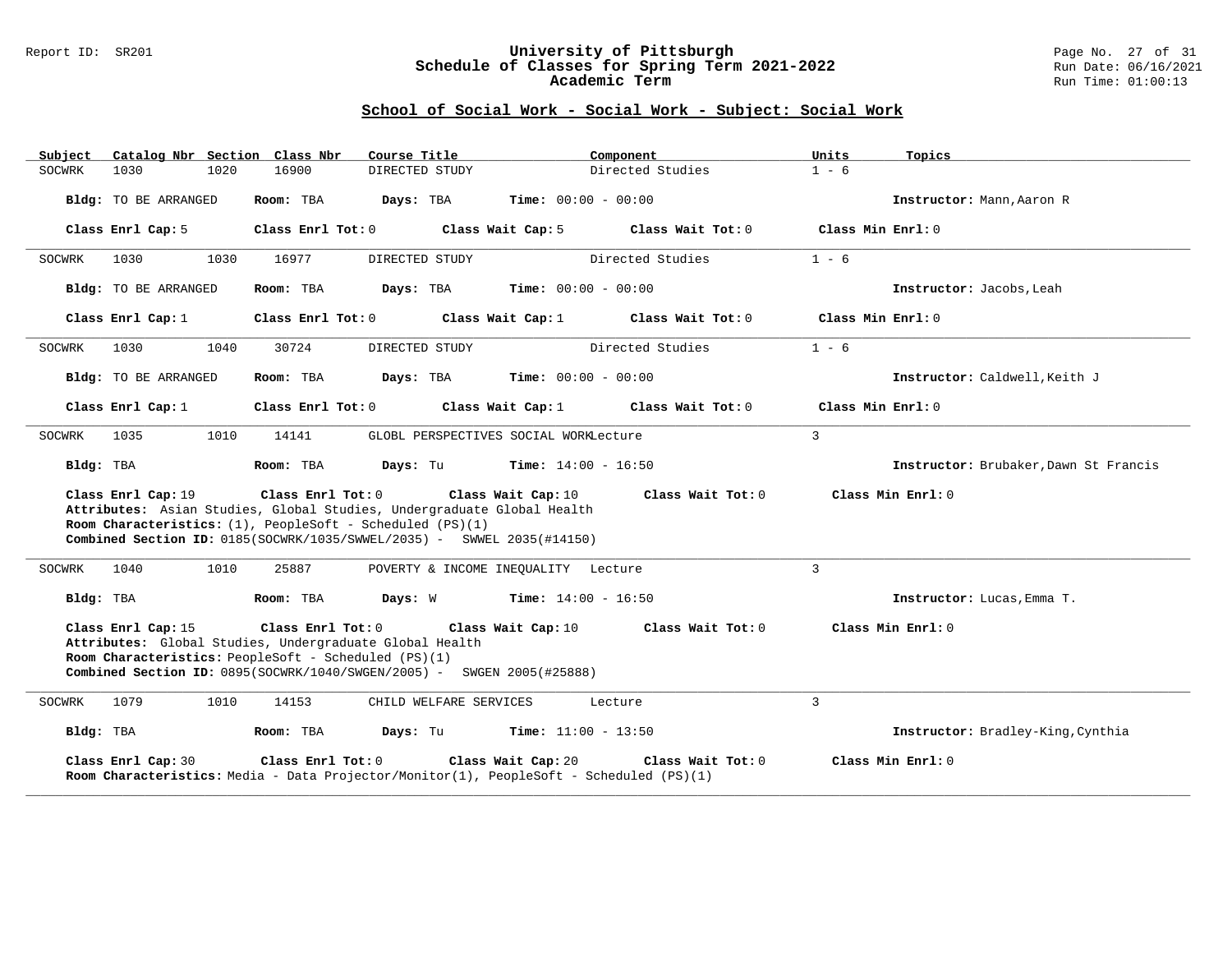## School of Social Work - Social Work - Subject: Social Work

| Subject | Catalog Nbr | Section | Class Nbr | Course Title | Component | Units | Topics |
|---|---|---|---|---|---|---|---|
| SOCWRK | 1030 | 1020 | 16900 | DIRECTED STUDY | Directed Studies | 1 - 6 | |

**Bldg:** TO BE ARRANGED **Room:** TBA **Days:** TBA **Time:** 00:00 - 00:00 **Instructor:** Mann,Aaron R

**Class Enrl Cap:** 5 **Class Enrl Tot:** 0 **Class Wait Cap:** 5 **Class Wait Tot:** 0 **Class Min Enrl:** 0

---

| Subject | Catalog Nbr | Section | Class Nbr | Course Title | Component | Units | Topics |
|---|---|---|---|---|---|---|---|
| SOCWRK | 1030 | 1030 | 16977 | DIRECTED STUDY | Directed Studies | 1 - 6 | |

**Bldg:** TO BE ARRANGED **Room:** TBA **Days:** TBA **Time:** 00:00 - 00:00 **Instructor:** Jacobs,Leah

**Class Enrl Cap:** 1 **Class Enrl Tot:** 0 **Class Wait Cap:** 1 **Class Wait Tot:** 0 **Class Min Enrl:** 0

---

| Subject | Catalog Nbr | Section | Class Nbr | Course Title | Component | Units | Topics |
|---|---|---|---|---|---|---|---|
| SOCWRK | 1030 | 1040 | 30724 | DIRECTED STUDY | Directed Studies | 1 - 6 | |

**Bldg:** TO BE ARRANGED **Room:** TBA **Days:** TBA **Time:** 00:00 - 00:00 **Instructor:** Caldwell,Keith J

**Class Enrl Cap:** 1 **Class Enrl Tot:** 0 **Class Wait Cap:** 1 **Class Wait Tot:** 0 **Class Min Enrl:** 0

---

| Subject | Catalog Nbr | Section | Class Nbr | Course Title | Component | Units | Topics |
|---|---|---|---|---|---|---|---|
| SOCWRK | 1035 | 1010 | 14141 | GLOBL PERSPECTIVES SOCIAL WORK | Lecture | 3 | |

**Bldg:** TBA **Room:** TBA **Days:** Tu **Time:** 14:00 - 16:50 **Instructor:** Brubaker,Dawn St Francis

**Class Enrl Cap:** 19 **Class Enrl Tot:** 0 **Class Wait Cap:** 10 **Class Wait Tot:** 0 **Class Min Enrl:** 0
**Attributes:** Asian Studies, Global Studies, Undergraduate Global Health
**Room Characteristics:** (1), PeopleSoft - Scheduled (PS)(1)
**Combined Section ID:** 0185(SOCWRK/1035/SWWEL/2035) - SWWEL 2035(#14150)

---

| Subject | Catalog Nbr | Section | Class Nbr | Course Title | Component | Units | Topics |
|---|---|---|---|---|---|---|---|
| SOCWRK | 1040 | 1010 | 25887 | POVERTY & INCOME INEQUALITY | Lecture | 3 | |

**Bldg:** TBA **Room:** TBA **Days:** W **Time:** 14:00 - 16:50 **Instructor:** Lucas,Emma T.

**Class Enrl Cap:** 15 **Class Enrl Tot:** 0 **Class Wait Cap:** 10 **Class Wait Tot:** 0 **Class Min Enrl:** 0
**Attributes:** Global Studies, Undergraduate Global Health
**Room Characteristics:** PeopleSoft - Scheduled (PS)(1)
**Combined Section ID:** 0895(SOCWRK/1040/SWGEN/2005) - SWGEN 2005(#25888)

---

| Subject | Catalog Nbr | Section | Class Nbr | Course Title | Component | Units | Topics |
|---|---|---|---|---|---|---|---|
| SOCWRK | 1079 | 1010 | 14153 | CHILD WELFARE SERVICES | Lecture | 3 | |

**Bldg:** TBA **Room:** TBA **Days:** Tu **Time:** 11:00 - 13:50 **Instructor:** Bradley-King,Cynthia

**Class Enrl Cap:** 30 **Class Enrl Tot:** 0 **Class Wait Cap:** 20 **Class Wait Tot:** 0 **Class Min Enrl:** 0
**Room Characteristics:** Media - Data Projector/Monitor(1), PeopleSoft - Scheduled (PS)(1)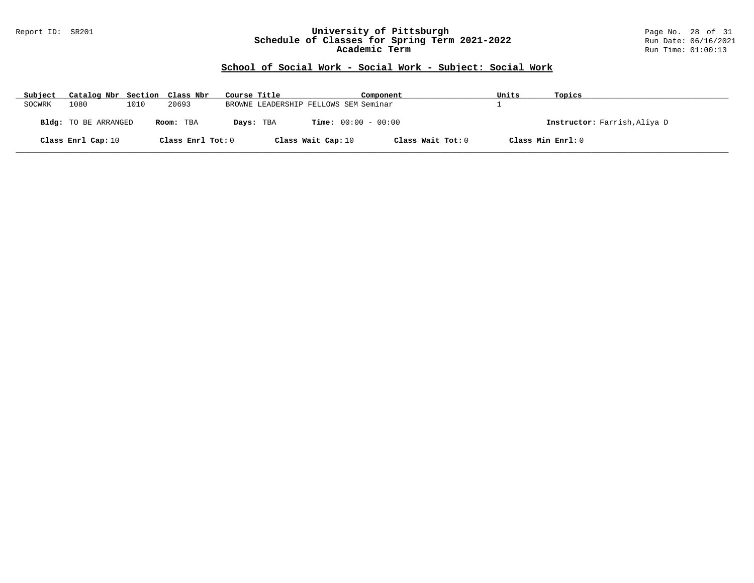## School of Social Work - Social Work - Subject: Social Work

| Subject | Catalog Nbr | Section | Class Nbr | Course Title | Component | Units | Topics |
|---|---|---|---|---|---|---|---|
| SOCWRK | 1080 | 1010 | 20693 | BROWNE LEADERSHIP FELLOWS SEM | Seminar | 1 | |

**Bldg:** TO BE ARRANGED **Room:** TBA **Days:** TBA **Time:** 00:00 - 00:00 **Instructor:** Farrish,Aliya D

**Class Enrl Cap:** 10 **Class Enrl Tot:** 0 **Class Wait Cap:** 10 **Class Wait Tot:** 0 **Class Min Enrl:** 0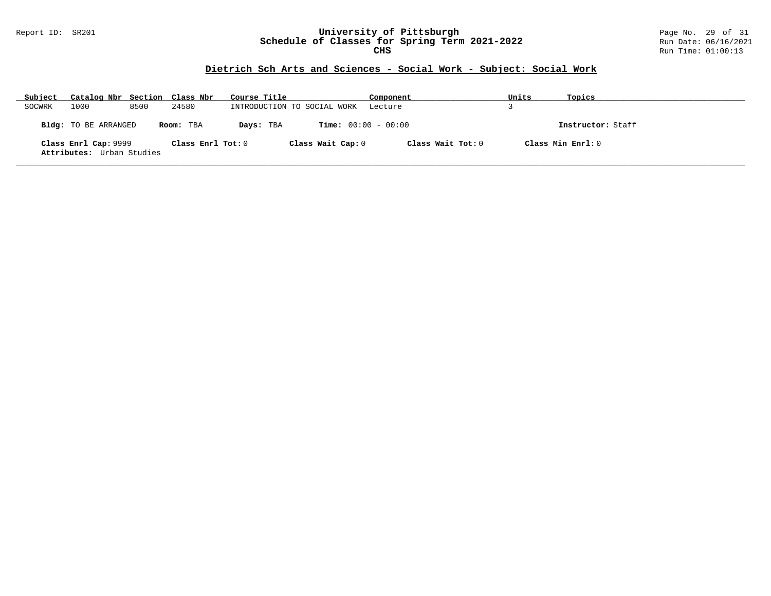Report ID: SR201

# University of Pittsburgh
## Schedule of Classes for Spring Term 2021-2022
### CHS

Run Date: 06/16/2021
Run Time: 01:00:13

## Dietrich Sch Arts and Sciences - Social Work - Subject: Social Work

| Subject | Catalog Nbr | Section | Class Nbr | Course Title | Component | Units | Topics |
|---|---|---|---|---|---|---|---|
| SOCWRK | 1000 | 8500 | 24580 | INTRODUCTION TO SOCIAL WORK | Lecture | 3 | |

**Bldg:** TO BE ARRANGED **Room:** TBA **Days:** TBA **Time:** 00:00 - 00:00 **Instructor:** Staff

**Class Enrl Cap:** 9999 **Class Enrl Tot:** 0 **Class Wait Cap:** 0 **Class Wait Tot:** 0 **Class Min Enrl:** 0

**Attributes:** Urban Studies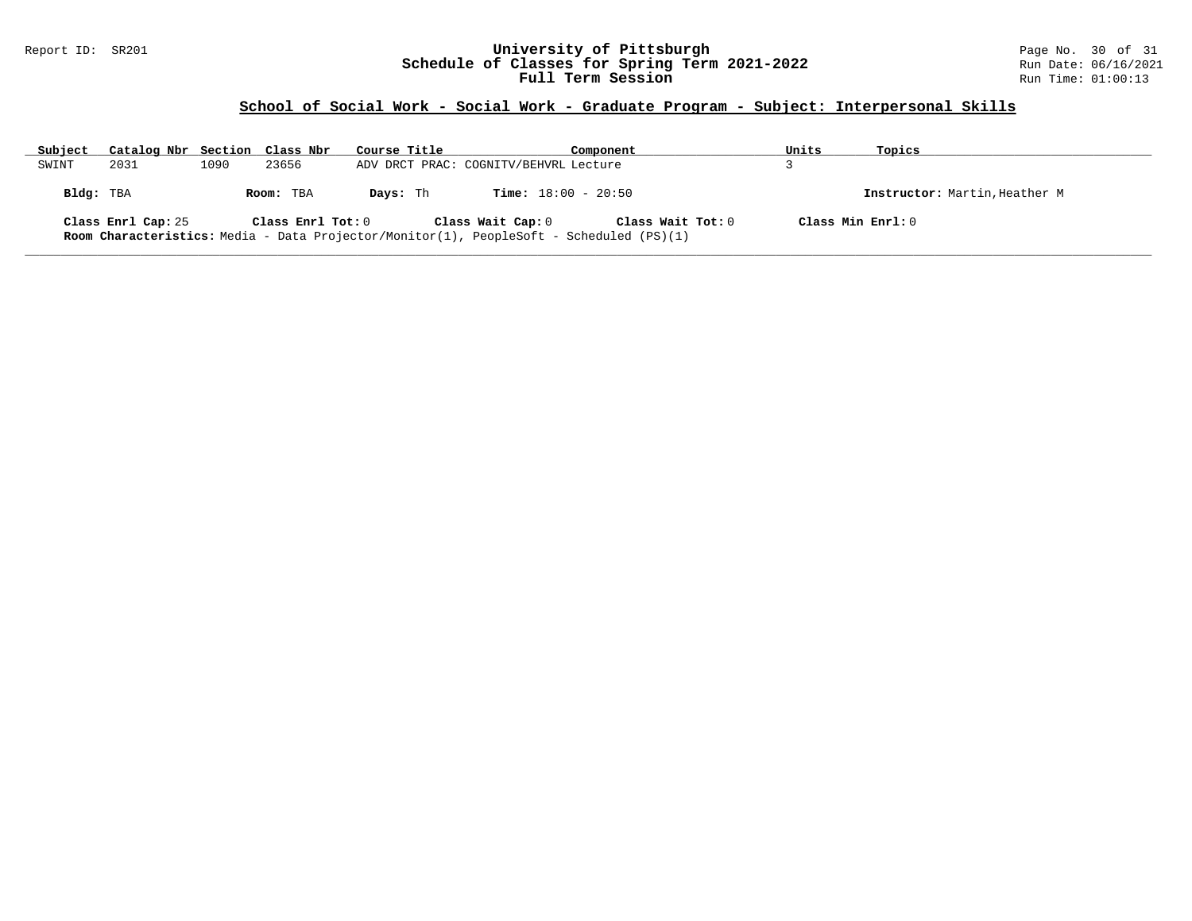## School of Social Work - Social Work - Graduate Program - Subject: Interpersonal Skills

| Subject | Catalog Nbr | Section | Class Nbr | Course Title | Component | Units | Topics |
|---|---|---|---|---|---|---|---|
| SWINT | 2031 | 1090 | 23656 | ADV DRCT PRAC: COGNITV/BEHVRL | Lecture | 3 | |

**Bldg:** TBA **Room:** TBA **Days:** Th **Time:** 18:00 - 20:50 **Instructor:** Martin,Heather M

**Class Enrl Cap:** 25 **Class Enrl Tot:** 0 **Class Wait Cap:** 0 **Class Wait Tot:** 0 **Class Min Enrl:** 0

**Room Characteristics:** Media - Data Projector/Monitor(1), PeopleSoft - Scheduled (PS)(1)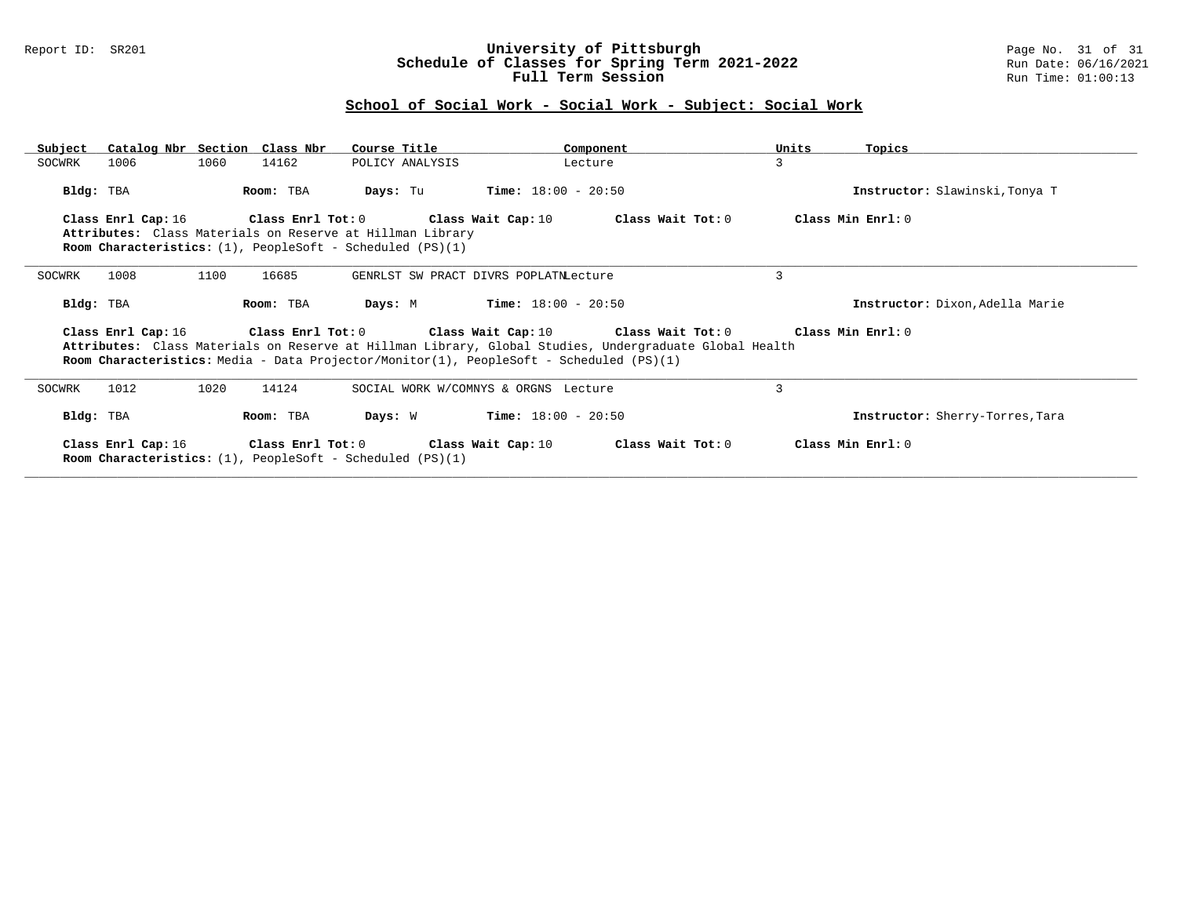## School of Social Work - Social Work - Subject: Social Work

| Subject | Catalog Nbr | Section | Class Nbr | Course Title | Component | Units | Topics |
|---|---|---|---|---|---|---|---|
| SOCWRK | 1006 | 1060 | 14162 | POLICY ANALYSIS | Lecture | 3 | |

**Bldg:** TBA **Room:** TBA **Days:** Tu **Time:** 18:00 - 20:50 **Instructor:** Slawinski,Tonya T

**Class Enrl Cap:** 16 **Class Enrl Tot:** 0 **Class Wait Cap:** 10 **Class Wait Tot:** 0 **Class Min Enrl:** 0
**Attributes:** Class Materials on Reserve at Hillman Library
**Room Characteristics:** (1), PeopleSoft - Scheduled (PS)(1)

---

| Subject | Catalog Nbr | Section | Class Nbr | Course Title | Component | Units | Topics |
|---|---|---|---|---|---|---|---|
| SOCWRK | 1008 | 1100 | 16685 | GENRLST SW PRACT DIVRS POPLATN | Lecture | 3 | |

**Bldg:** TBA **Room:** TBA **Days:** M **Time:** 18:00 - 20:50 **Instructor:** Dixon,Adella Marie

**Class Enrl Cap:** 16 **Class Enrl Tot:** 0 **Class Wait Cap:** 10 **Class Wait Tot:** 0 **Class Min Enrl:** 0
**Attributes:** Class Materials on Reserve at Hillman Library, Global Studies, Undergraduate Global Health
**Room Characteristics:** Media - Data Projector/Monitor(1), PeopleSoft - Scheduled (PS)(1)

---

| Subject | Catalog Nbr | Section | Class Nbr | Course Title | Component | Units | Topics |
|---|---|---|---|---|---|---|---|
| SOCWRK | 1012 | 1020 | 14124 | SOCIAL WORK W/COMNYS & ORGNS | Lecture | 3 | |

**Bldg:** TBA **Room:** TBA **Days:** W **Time:** 18:00 - 20:50 **Instructor:** Sherry-Torres,Tara

**Class Enrl Cap:** 16 **Class Enrl Tot:** 0 **Class Wait Cap:** 10 **Class Wait Tot:** 0 **Class Min Enrl:** 0
**Room Characteristics:** (1), PeopleSoft - Scheduled (PS)(1)